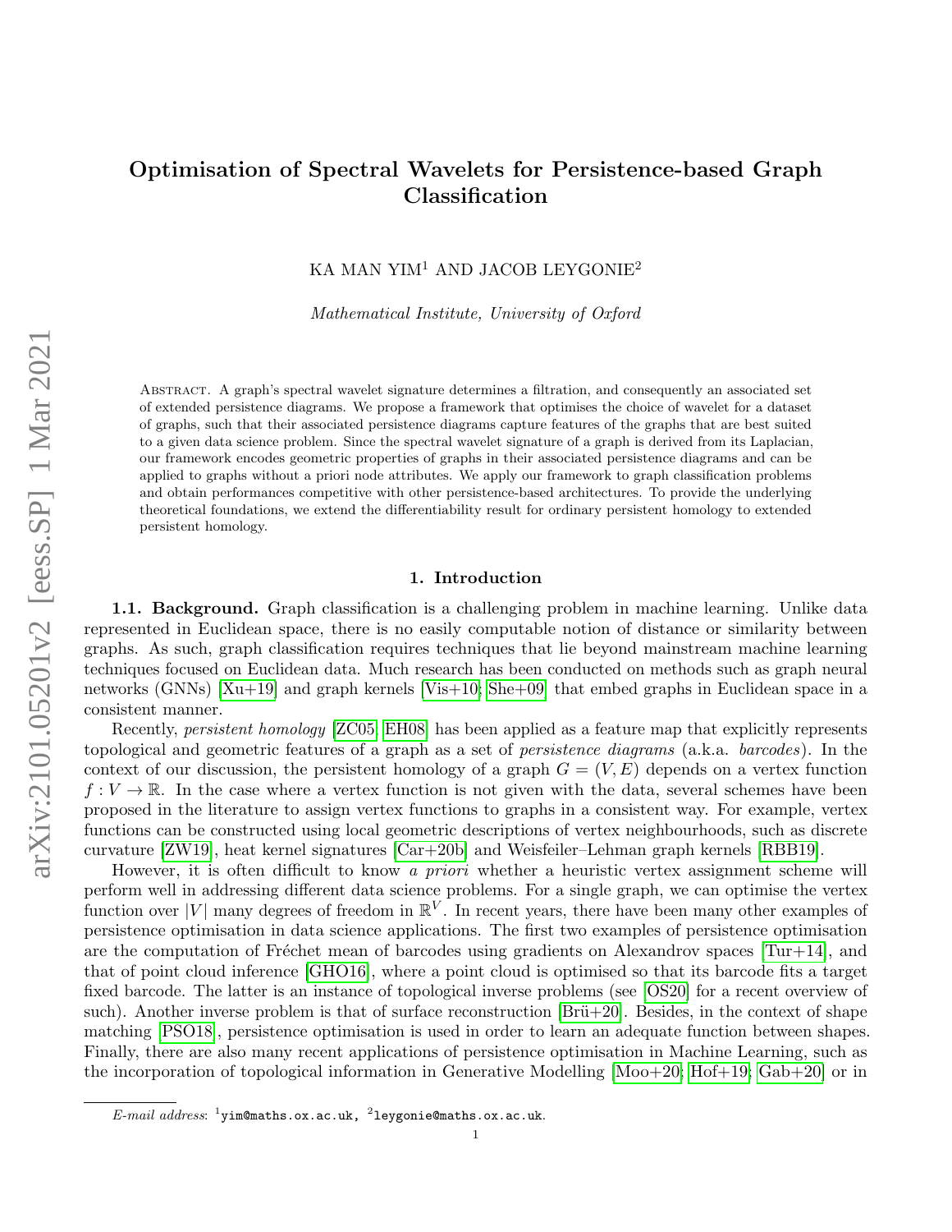# Optimisation of Spectral Wavelets for Persistence-based Graph Classification

KA MAN YIM[1] AND JACOB LEYGONIE[2]

*Mathematical Institute, University of Oxford*

Abstract. A graph's spectral wavelet signature determines a filtration, and consequently an associated set of extended persistence diagrams. We propose a framework that optimises the choice of wavelet for a dataset of graphs, such that their associated persistence diagrams capture features of the graphs that are best suited to a given data science problem. Since the spectral wavelet signature of a graph is derived from its Laplacian, our framework encodes geometric properties of graphs in their associated persistence diagrams and can be applied to graphs without a priori node attributes. We apply our framework to graph classification problems and obtain performances competitive with other persistence-based architectures. To provide the underlying theoretical foundations, we extend the differentiability result for ordinary persistent homology to extended persistent homology.

## 1. Introduction

**1.1. Background.** Graph classification is a challenging problem in machine learning. Unlike data represented in Euclidean space, there is no easily computable notion of distance or similarity between graphs. As such, graph classification requires techniques that lie beyond mainstream machine learning techniques focused on Euclidean data. Much research has been conducted on methods such as graph neural networks (GNNs) [Xu+19] and graph kernels [Vis+10; She+09] that embed graphs in Euclidean space in a consistent manner.

Recently, *persistent homology* [ZC05; EH08] has been applied as a feature map that explicitly represents topological and geometric features of a graph as a set of *persistence diagrams* (a.k.a. *barcodes*). In the context of our discussion, the persistent homology of a graph $G = (V, E)$ depends on a vertex function $f : V \to \mathbb{R}$. In the case where a vertex function is not given with the data, several schemes have been proposed in the literature to assign vertex functions to graphs in a consistent way. For example, vertex functions can be constructed using local geometric descriptions of vertex neighbourhoods, such as discrete curvature [ZW19], heat kernel signatures [Car+20b] and Weisfeiler–Lehman graph kernels [RBB19].

However, it is often difficult to know *a priori* whether a heuristic vertex assignment scheme will perform well in addressing different data science problems. For a single graph, we can optimise the vertex function over $|V|$ many degrees of freedom in $\mathbb{R}^V$. In recent years, there have been many other examples of persistence optimisation in data science applications. The first two examples of persistence optimisation are the computation of Fréchet mean of barcodes using gradients on Alexandrov spaces [Tur+14], and that of point cloud inference [GHO16], where a point cloud is optimised so that its barcode fits a target fixed barcode. The latter is an instance of topological inverse problems (see [OS20] for a recent overview of such). Another inverse problem is that of surface reconstruction [Brü+20]. Besides, in the context of shape matching [PSO18], persistence optimisation is used in order to learn an adequate function between shapes. Finally, there are also many recent applications of persistence optimisation in Machine Learning, such as the incorporation of topological information in Generative Modelling [Moo+20; Hof+19; Gab+20] or in

*E-mail address*: [1]yim@maths.ox.ac.uk, [2]leygonie@maths.ox.ac.uk.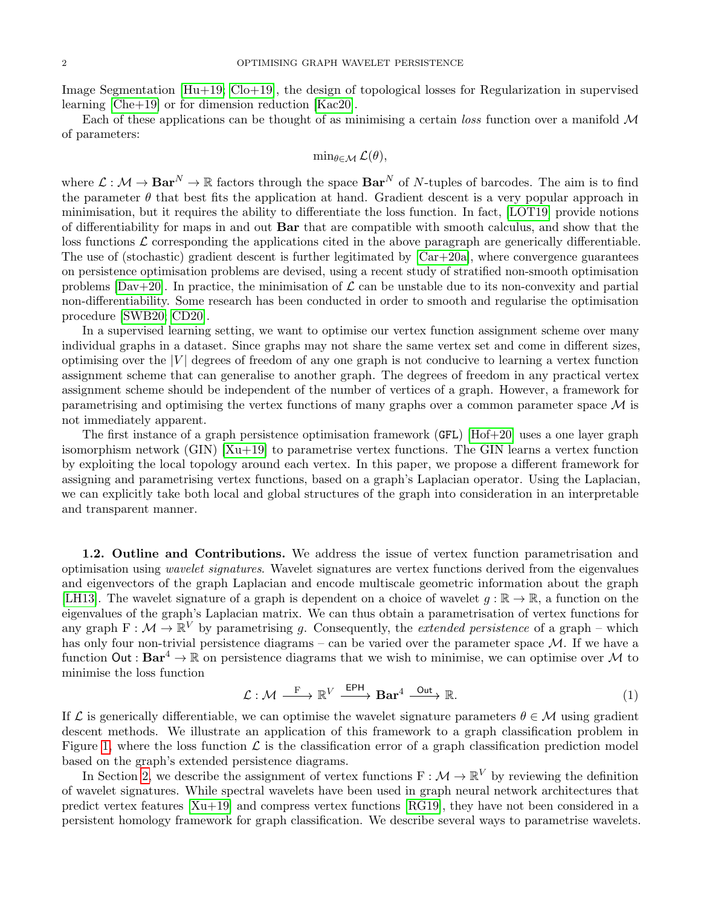Image Segmentation [Hu+19; Clo+19], the design of topological losses for Regularization in supervised learning [Che+19] or for dimension reduction [Kac20].

Each of these applications can be thought of as minimising a certain *loss* function over a manifold $\mathcal{M}$ of parameters:

$$\min_{\theta \in \mathcal{M}} \mathcal{L}(\theta),$$

where $\mathcal{L} : \mathcal{M} \to \mathbf{Bar}^N \to \mathbb{R}$ factors through the space $\mathbf{Bar}^N$ of $N$-tuples of barcodes. The aim is to find the parameter $\theta$ that best fits the application at hand. Gradient descent is a very popular approach in minimisation, but it requires the ability to differentiate the loss function. In fact, [LOT19] provide notions of differentiability for maps in and out **Bar** that are compatible with smooth calculus, and show that the loss functions $\mathcal{L}$ corresponding the applications cited in the above paragraph are generically differentiable. The use of (stochastic) gradient descent is further legitimated by [Car+20a], where convergence guarantees on persistence optimisation problems are devised, using a recent study of stratified non-smooth optimisation problems [Dav+20]. In practice, the minimisation of $\mathcal{L}$ can be unstable due to its non-convexity and partial non-differentiability. Some research has been conducted in order to smooth and regularise the optimisation procedure [SWB20; CD20].

In a supervised learning setting, we want to optimise our vertex function assignment scheme over many individual graphs in a dataset. Since graphs may not share the same vertex set and come in different sizes, optimising over the $|V|$ degrees of freedom of any one graph is not conducive to learning a vertex function assignment scheme that can generalise to another graph. The degrees of freedom in any practical vertex assignment scheme should be independent of the number of vertices of a graph. However, a framework for parametrising and optimising the vertex functions of many graphs over a common parameter space $\mathcal{M}$ is not immediately apparent.

The first instance of a graph persistence optimisation framework (GFL) [Hof+20] uses a one layer graph isomorphism network (GIN) [Xu+19] to parametrise vertex functions. The GIN learns a vertex function by exploiting the local topology around each vertex. In this paper, we propose a different framework for assigning and parametrising vertex functions, based on a graph's Laplacian operator. Using the Laplacian, we can explicitly take both local and global structures of the graph into consideration in an interpretable and transparent manner.

### 1.2. Outline and Contributions.

We address the issue of vertex function parametrisation and optimisation using *wavelet signatures*. Wavelet signatures are vertex functions derived from the eigenvalues and eigenvectors of the graph Laplacian and encode multiscale geometric information about the graph [LH13]. The wavelet signature of a graph is dependent on a choice of wavelet $g : \mathbb{R} \to \mathbb{R}$, a function on the eigenvalues of the graph's Laplacian matrix. We can thus obtain a parametrisation of vertex functions for any graph $\mathrm{F} : \mathcal{M} \to \mathbb{R}^V$ by parametrising $g$. Consequently, the *extended persistence* of a graph – which has only four non-trivial persistence diagrams – can be varied over the parameter space $\mathcal{M}$. If we have a function $\mathsf{Out} : \mathbf{Bar}^4 \to \mathbb{R}$ on persistence diagrams that we wish to minimise, we can optimise over $\mathcal{M}$ to minimise the loss function

$$\mathcal{L} : \mathcal{M} \xrightarrow{\ \mathrm{F}\ } \mathbb{R}^V \xrightarrow{\ \mathsf{EPH}\ } \mathbf{Bar}^4 \xrightarrow{\ \mathsf{Out}\ } \mathbb{R}. \tag{1}$$

If $\mathcal{L}$ is generically differentiable, we can optimise the wavelet signature parameters $\theta \in \mathcal{M}$ using gradient descent methods. We illustrate an application of this framework to a graph classification problem in Figure 1, where the loss function $\mathcal{L}$ is the classification error of a graph classification prediction model based on the graph's extended persistence diagrams.

In Section 2, we describe the assignment of vertex functions $\mathrm{F} : \mathcal{M} \to \mathbb{R}^V$ by reviewing the definition of wavelet signatures. While spectral wavelets have been used in graph neural network architectures that predict vertex features [Xu+19] and compress vertex functions [RG19], they have not been considered in a persistent homology framework for graph classification. We describe several ways to parametrise wavelets.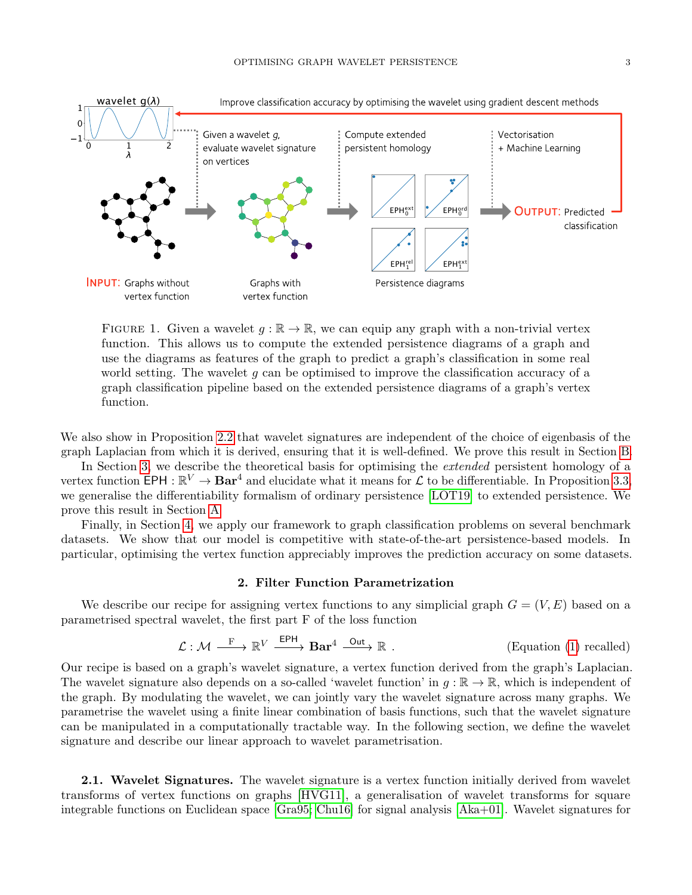FIGURE 1. Given a wavelet $g : \mathbb{R} \to \mathbb{R}$, we can equip any graph with a non-trivial vertex function. This allows us to compute the extended persistence diagrams of a graph and use the diagrams as features of the graph to predict a graph's classification in some real world setting. The wavelet $g$ can be optimised to improve the classification accuracy of a graph classification pipeline based on the extended persistence diagrams of a graph's vertex function.

We also show in Proposition 2.2 that wavelet signatures are independent of the choice of eigenbasis of the graph Laplacian from which it is derived, ensuring that it is well-defined. We prove this result in Section B.

In Section 3, we describe the theoretical basis for optimising the *extended* persistent homology of a vertex function $\mathsf{EPH} : \mathbb{R}^V \to \mathbf{Bar}^4$ and elucidate what it means for $\mathcal{L}$ to be differentiable. In Proposition 3.3, we generalise the differentiability formalism of ordinary persistence [LOT19] to extended persistence. We prove this result in Section A.

Finally, in Section 4, we apply our framework to graph classification problems on several benchmark datasets. We show that our model is competitive with state-of-the-art persistence-based models. In particular, optimising the vertex function appreciably improves the prediction accuracy on some datasets.

## 2. Filter Function Parametrization

We describe our recipe for assigning vertex functions to any simplicial graph $G = (V, E)$ based on a parametrised spectral wavelet, the first part F of the loss function

$$\mathcal{L} : \mathcal{M} \xrightarrow{\mathrm{F}} \mathbb{R}^V \xrightarrow{\mathsf{EPH}} \mathbf{Bar}^4 \xrightarrow{\mathsf{Out}} \mathbb{R} \ . \qquad \text{(Equation (1) recalled)}$$

Our recipe is based on a graph's wavelet signature, a vertex function derived from the graph's Laplacian. The wavelet signature also depends on a so-called 'wavelet function' in $g : \mathbb{R} \to \mathbb{R}$, which is independent of the graph. By modulating the wavelet, we can jointly vary the wavelet signature across many graphs. We parametrise the wavelet using a finite linear combination of basis functions, such that the wavelet signature can be manipulated in a computationally tractable way. In the following section, we define the wavelet signature and describe our linear approach to wavelet parametrisation.

### 2.1. Wavelet Signatures.

The wavelet signature is a vertex function initially derived from wavelet transforms of vertex functions on graphs [HVG11], a generalisation of wavelet transforms for square integrable functions on Euclidean space [Gra95; Chu16] for signal analysis [Aka+01]. Wavelet signatures for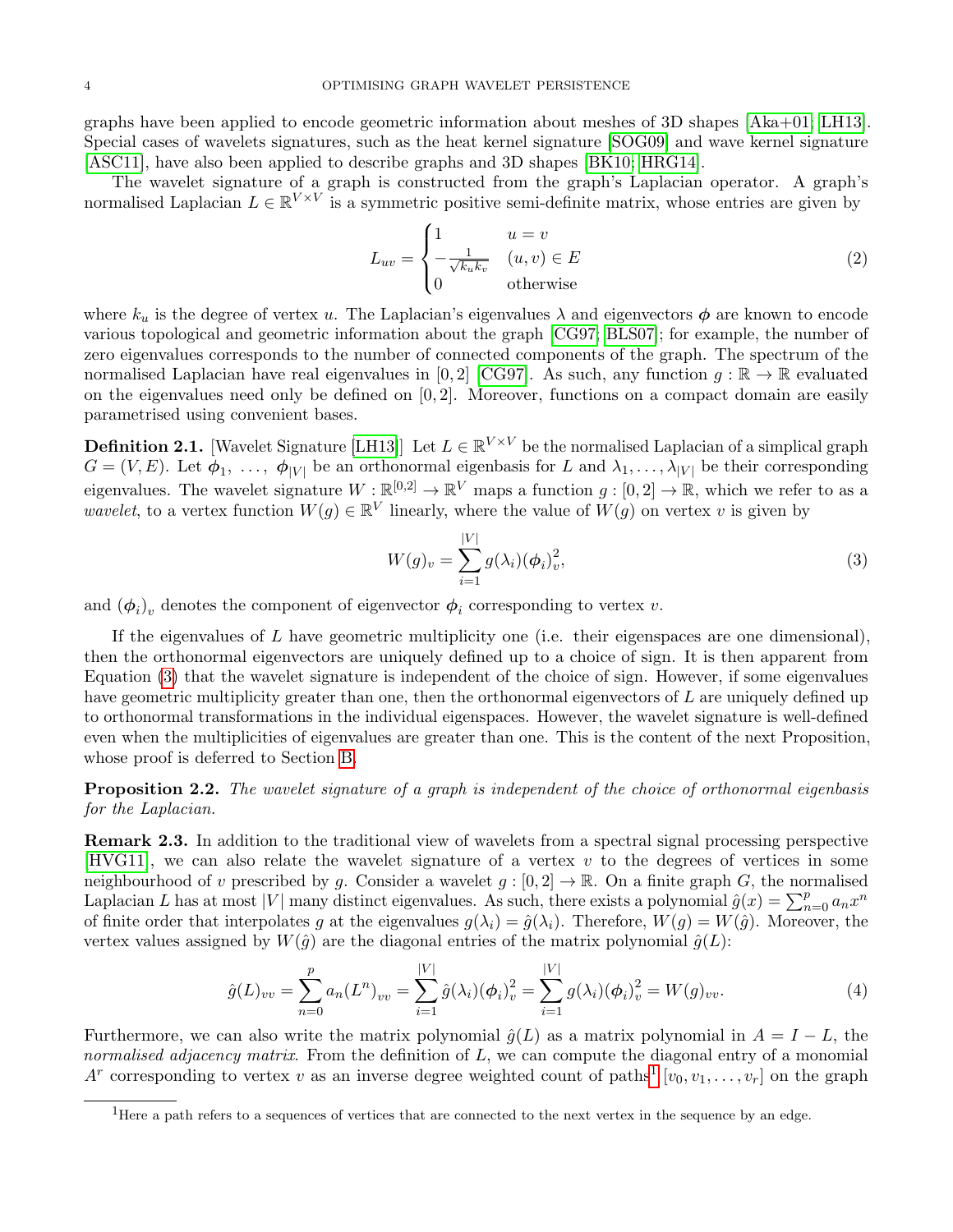graphs have been applied to encode geometric information about meshes of 3D shapes [Aka+01; LH13]. Special cases of wavelets signatures, such as the heat kernel signature [SOG09] and wave kernel signature [ASC11], have also been applied to describe graphs and 3D shapes [BK10; HRG14].

The wavelet signature of a graph is constructed from the graph's Laplacian operator. A graph's normalised Laplacian $L \in \mathbb{R}^{V \times V}$ is a symmetric positive semi-definite matrix, whose entries are given by

$$L_{uv} = \begin{cases} 1 & u = v \\ -\frac{1}{\sqrt{k_u k_v}} & (u,v) \in E \\ 0 & \text{otherwise} \end{cases} \tag{2}$$

where $k_u$ is the degree of vertex $u$. The Laplacian's eigenvalues $\lambda$ and eigenvectors $\boldsymbol{\phi}$ are known to encode various topological and geometric information about the graph [CG97; BLS07]; for example, the number of zero eigenvalues corresponds to the number of connected components of the graph. The spectrum of the normalised Laplacian have real eigenvalues in $[0,2]$ [CG97]. As such, any function $g : \mathbb{R} \to \mathbb{R}$ evaluated on the eigenvalues need only be defined on $[0,2]$. Moreover, functions on a compact domain are easily parametrised using convenient bases.

**Definition 2.1.** [Wavelet Signature [LH13]] Let $L \in \mathbb{R}^{V \times V}$ be the normalised Laplacian of a simplical graph $G = (V, E)$. Let $\boldsymbol{\phi}_1, \ldots, \boldsymbol{\phi}_{|V|}$ be an orthonormal eigenbasis for $L$ and $\lambda_1, \ldots, \lambda_{|V|}$ be their corresponding eigenvalues. The wavelet signature $W : \mathbb{R}^{[0,2]} \to \mathbb{R}^V$ maps a function $g : [0,2] \to \mathbb{R}$, which we refer to as a *wavelet*, to a vertex function $W(g) \in \mathbb{R}^V$ linearly, where the value of $W(g)$ on vertex $v$ is given by

$$W(g)_v = \sum_{i=1}^{|V|} g(\lambda_i)(\boldsymbol{\phi}_i)_v^2, \tag{3}$$

and $(\boldsymbol{\phi}_i)_v$ denotes the component of eigenvector $\boldsymbol{\phi}_i$ corresponding to vertex $v$.

If the eigenvalues of $L$ have geometric multiplicity one (i.e. their eigenspaces are one dimensional), then the orthonormal eigenvectors are uniquely defined up to a choice of sign. It is then apparent from Equation (3) that the wavelet signature is independent of the choice of sign. However, if some eigenvalues have geometric multiplicity greater than one, then the orthonormal eigenvectors of $L$ are uniquely defined up to orthonormal transformations in the individual eigenspaces. However, the wavelet signature is well-defined even when the multiplicities of eigenvalues are greater than one. This is the content of the next Proposition, whose proof is deferred to Section B.

**Proposition 2.2.** *The wavelet signature of a graph is independent of the choice of orthonormal eigenbasis for the Laplacian.*

**Remark 2.3.** In addition to the traditional view of wavelets from a spectral signal processing perspective [HVG11], we can also relate the wavelet signature of a vertex $v$ to the degrees of vertices in some neighbourhood of $v$ prescribed by $g$. Consider a wavelet $g : [0,2] \to \mathbb{R}$. On a finite graph $G$, the normalised Laplacian $L$ has at most $|V|$ many distinct eigenvalues. As such, there exists a polynomial $\hat{g}(x) = \sum_{n=0}^{p} a_n x^n$ of finite order that interpolates $g$ at the eigenvalues $g(\lambda_i) = \hat{g}(\lambda_i)$. Therefore, $W(g) = W(\hat{g})$. Moreover, the vertex values assigned by $W(\hat{g})$ are the diagonal entries of the matrix polynomial $\hat{g}(L)$:

$$\hat{g}(L)_{vv} = \sum_{n=0}^{p} a_n (L^n)_{vv} = \sum_{i=1}^{|V|} \hat{g}(\lambda_i)(\boldsymbol{\phi}_i)_v^2 = \sum_{i=1}^{|V|} g(\lambda_i)(\boldsymbol{\phi}_i)_v^2 = W(g)_{vv}. \tag{4}$$

Furthermore, we can also write the matrix polynomial $\hat{g}(L)$ as a matrix polynomial in $A = I - L$, the *normalised adjacency matrix*. From the definition of $L$, we can compute the diagonal entry of a monomial $A^r$ corresponding to vertex $v$ as an inverse degree weighted count of paths[1] $[v_0, v_1, \ldots, v_r]$ on the graph

[1] Here a path refers to a sequences of vertices that are connected to the next vertex in the sequence by an edge.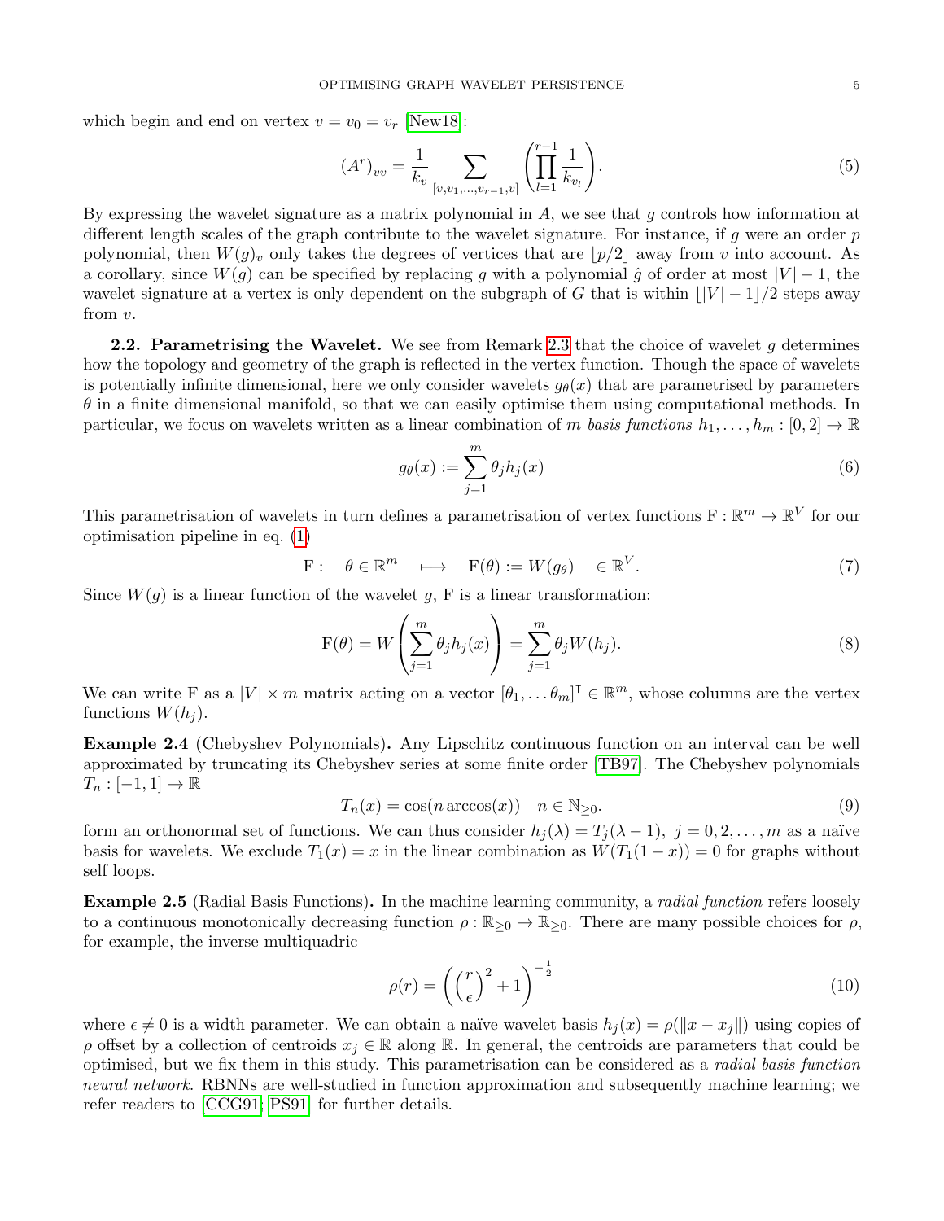which begin and end on vertex $v = v_0 = v_r$ [New18]:

$$(A^r)_{vv} = \frac{1}{k_v} \sum_{[v,v_1,\ldots,v_{r-1},v]} \left( \prod_{l=1}^{r-1} \frac{1}{k_{v_l}} \right). \tag{5}$$

By expressing the wavelet signature as a matrix polynomial in $A$, we see that $g$ controls how information at different length scales of the graph contribute to the wavelet signature. For instance, if $g$ were an order $p$ polynomial, then $W(g)_v$ only takes the degrees of vertices that are $\lfloor p/2 \rfloor$ away from $v$ into account. As a corollary, since $W(g)$ can be specified by replacing $g$ with a polynomial $\hat{g}$ of order at most $|V| - 1$, the wavelet signature at a vertex is only dependent on the subgraph of $G$ that is within $\lfloor |V| - 1 \rfloor / 2$ steps away from $v$.

**2.2. Parametrising the Wavelet.** We see from Remark 2.3 that the choice of wavelet $g$ determines how the topology and geometry of the graph is reflected in the vertex function. Though the space of wavelets is potentially infinite dimensional, here we only consider wavelets $g_\theta(x)$ that are parametrised by parameters $\theta$ in a finite dimensional manifold, so that we can easily optimise them using computational methods. In particular, we focus on wavelets written as a linear combination of $m$ *basis functions* $h_1, \ldots, h_m : [0, 2] \to \mathbb{R}$

$$g_\theta(x) := \sum_{j=1}^{m} \theta_j h_j(x) \tag{6}$$

This parametrisation of wavelets in turn defines a parametrisation of vertex functions $\mathrm{F} : \mathbb{R}^m \to \mathbb{R}^V$ for our optimisation pipeline in eq. (1)

$$\mathrm{F} : \quad \theta \in \mathbb{R}^m \quad \longmapsto \quad \mathrm{F}(\theta) := W(g_\theta) \quad \in \mathbb{R}^V. \tag{7}$$

Since $W(g)$ is a linear function of the wavelet $g$, F is a linear transformation:

$$\mathrm{F}(\theta) = W\left( \sum_{j=1}^{m} \theta_j h_j(x) \right) = \sum_{j=1}^{m} \theta_j W(h_j). \tag{8}$$

We can write F as a $|V| \times m$ matrix acting on a vector $[\theta_1, \ldots \theta_m]^\intercal \in \mathbb{R}^m$, whose columns are the vertex functions $W(h_j)$.

**Example 2.4** (Chebyshev Polynomials)**.** Any Lipschitz continuous function on an interval can be well approximated by truncating its Chebyshev series at some finite order [TB97]. The Chebyshev polynomials $T_n : [-1, 1] \to \mathbb{R}$

$$T_n(x) = \cos(n \arccos(x)) \quad n \in \mathbb{N}_{\geq 0}. \tag{9}$$

form an orthonormal set of functions. We can thus consider $h_j(\lambda) = T_j(\lambda - 1),\ j = 0, 2, \ldots, m$ as a naïve basis for wavelets. We exclude $T_1(x) = x$ in the linear combination as $W(T_1(1 - x)) = 0$ for graphs without self loops.

**Example 2.5** (Radial Basis Functions)**.** In the machine learning community, a *radial function* refers loosely to a continuous monotonically decreasing function $\rho : \mathbb{R}_{\geq 0} \to \mathbb{R}_{\geq 0}$. There are many possible choices for $\rho$, for example, the inverse multiquadric

$$\rho(r) = \left( \left( \frac{r}{\epsilon} \right)^2 + 1 \right)^{-\frac{1}{2}} \tag{10}$$

where $\epsilon \neq 0$ is a width parameter. We can obtain a naïve wavelet basis $h_j(x) = \rho(\|x - x_j\|)$ using copies of $\rho$ offset by a collection of centroids $x_j \in \mathbb{R}$ along $\mathbb{R}$. In general, the centroids are parameters that could be optimised, but we fix them in this study. This parametrisation can be considered as a *radial basis function neural network*. RBNNs are well-studied in function approximation and subsequently machine learning; we refer readers to [CCG91; PS91] for further details.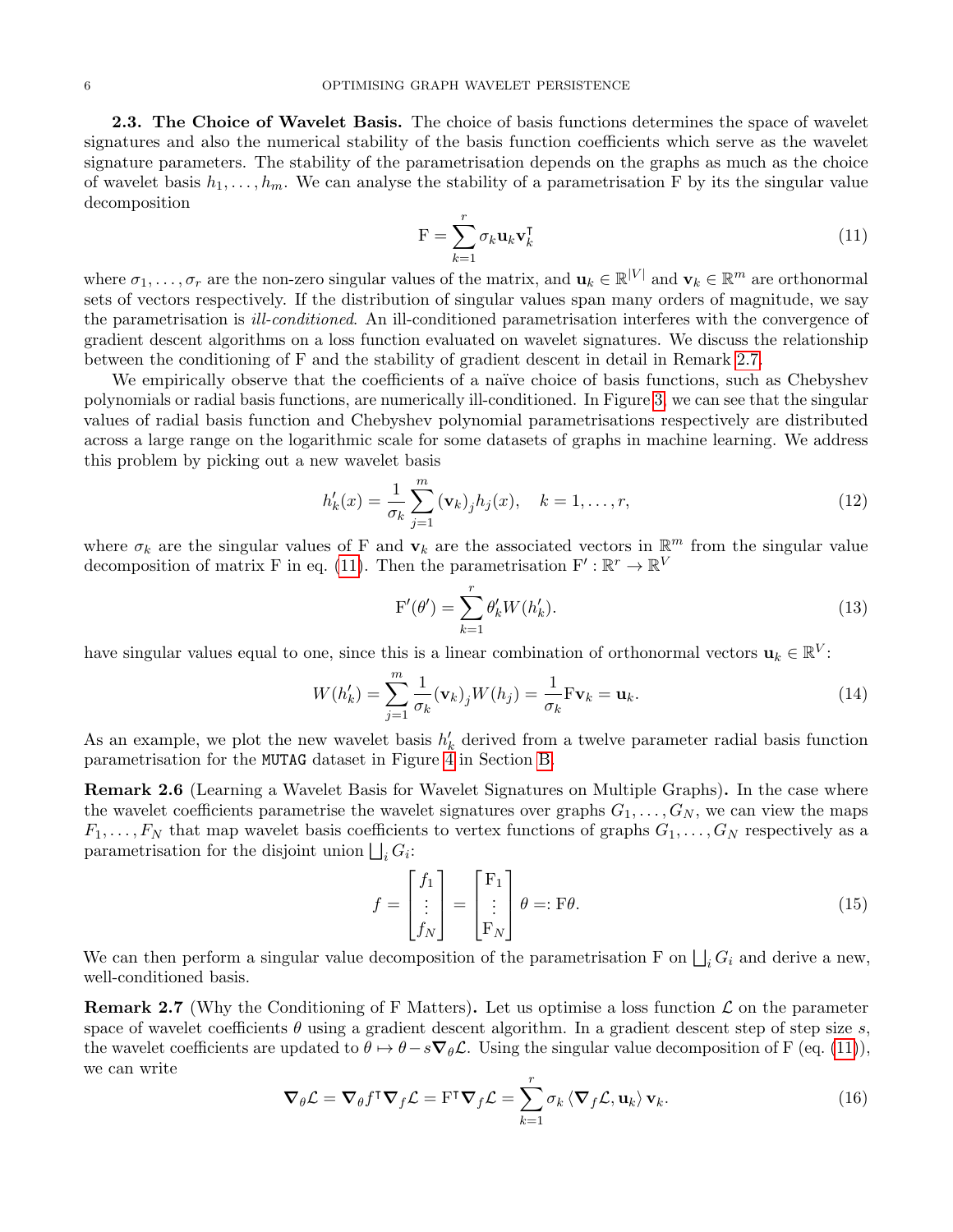**2.3. The Choice of Wavelet Basis.** The choice of basis functions determines the space of wavelet signatures and also the numerical stability of the basis function coefficients which serve as the wavelet signature parameters. The stability of the parametrisation depends on the graphs as much as the choice of wavelet basis $h_1, \ldots, h_m$. We can analyse the stability of a parametrisation $\mathrm{F}$ by its the singular value decomposition

$$\mathrm{F} = \sum_{k=1}^{r} \sigma_k \mathbf{u}_k \mathbf{v}_k^{\intercal} \tag{11}$$

where $\sigma_1, \ldots, \sigma_r$ are the non-zero singular values of the matrix, and $\mathbf{u}_k \in \mathbb{R}^{|V|}$ and $\mathbf{v}_k \in \mathbb{R}^m$ are orthonormal sets of vectors respectively. If the distribution of singular values span many orders of magnitude, we say the parametrisation is *ill-conditioned*. An ill-conditioned parametrisation interferes with the convergence of gradient descent algorithms on a loss function evaluated on wavelet signatures. We discuss the relationship between the conditioning of $\mathrm{F}$ and the stability of gradient descent in detail in Remark 2.7.

We empirically observe that the coefficients of a naïve choice of basis functions, such as Chebyshev polynomials or radial basis functions, are numerically ill-conditioned. In Figure 3, we can see that the singular values of radial basis function and Chebyshev polynomial parametrisations respectively are distributed across a large range on the logarithmic scale for some datasets of graphs in machine learning. We address this problem by picking out a new wavelet basis

$$h'_k(x) = \frac{1}{\sigma_k} \sum_{j=1}^{m} (\mathbf{v}_k)_j h_j(x), \quad k = 1, \ldots, r, \tag{12}$$

where $\sigma_k$ are the singular values of $\mathrm{F}$ and $\mathbf{v}_k$ are the associated vectors in $\mathbb{R}^m$ from the singular value decomposition of matrix $\mathrm{F}$ in eq. (11). Then the parametrisation $\mathrm{F}' : \mathbb{R}^r \to \mathbb{R}^V$

$$\mathrm{F}'(\theta') = \sum_{k=1}^{r} \theta'_k W(h'_k). \tag{13}$$

have singular values equal to one, since this is a linear combination of orthonormal vectors $\mathbf{u}_k \in \mathbb{R}^V$:

$$W(h'_k) = \sum_{j=1}^{m} \frac{1}{\sigma_k} (\mathbf{v}_k)_j W(h_j) = \frac{1}{\sigma_k} \mathrm{F}\mathbf{v}_k = \mathbf{u}_k. \tag{14}$$

As an example, we plot the new wavelet basis $h'_k$ derived from a twelve parameter radial basis function parametrisation for the MUTAG dataset in Figure 4 in Section B.

**Remark 2.6** (Learning a Wavelet Basis for Wavelet Signatures on Multiple Graphs)**.** In the case where the wavelet coefficients parametrise the wavelet signatures over graphs $G_1, \ldots, G_N$, we can view the maps $F_1, \ldots, F_N$ that map wavelet basis coefficients to vertex functions of graphs $G_1, \ldots, G_N$ respectively as a parametrisation for the disjoint union $\bigsqcup_i G_i$:

$$f = \begin{bmatrix} f_1 \\ \vdots \\ f_N \end{bmatrix} = \begin{bmatrix} \mathrm{F}_1 \\ \vdots \\ \mathrm{F}_N \end{bmatrix} \theta =: \mathrm{F}\theta. \tag{15}$$

We can then perform a singular value decomposition of the parametrisation $\mathrm{F}$ on $\bigsqcup_i G_i$ and derive a new, well-conditioned basis.

**Remark 2.7** (Why the Conditioning of F Matters)**.** Let us optimise a loss function $\mathcal{L}$ on the parameter space of wavelet coefficients $\theta$ using a gradient descent algorithm. In a gradient descent step of step size $s$, the wavelet coefficients are updated to $\theta \mapsto \theta - s\boldsymbol{\nabla}_\theta \mathcal{L}$. Using the singular value decomposition of $\mathrm{F}$ (eq. (11)), we can write

$$\boldsymbol{\nabla}_\theta \mathcal{L} = \boldsymbol{\nabla}_\theta f^{\intercal} \boldsymbol{\nabla}_f \mathcal{L} = \mathrm{F}^{\intercal} \boldsymbol{\nabla}_f \mathcal{L} = \sum_{k=1}^{r} \sigma_k \left\langle \boldsymbol{\nabla}_f \mathcal{L}, \mathbf{u}_k \right\rangle \mathbf{v}_k. \tag{16}$$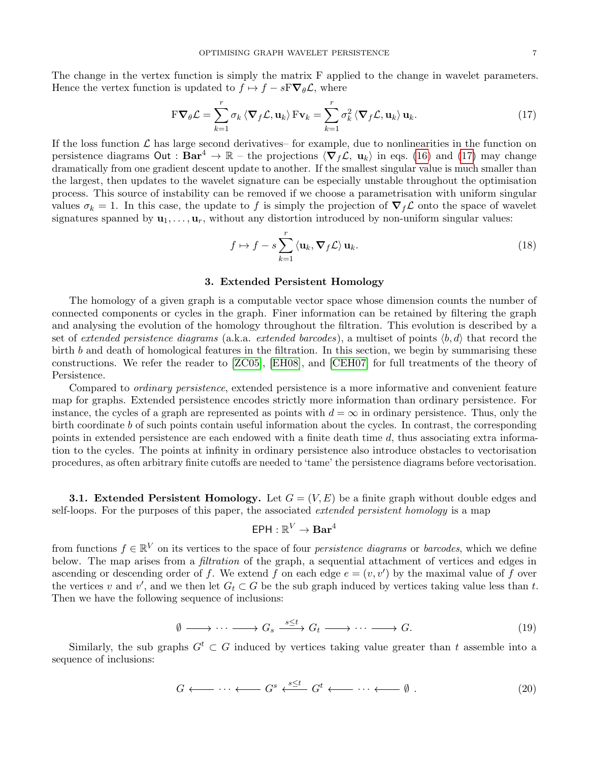The change in the vertex function is simply the matrix F applied to the change in wavelet parameters. Hence the vertex function is updated to $f \mapsto f - s\mathrm{F}\boldsymbol{\nabla}_\theta \mathcal{L}$, where

$$\mathrm{F}\boldsymbol{\nabla}_\theta \mathcal{L} = \sum_{k=1}^{r} \sigma_k \left\langle \boldsymbol{\nabla}_f \mathcal{L}, \mathbf{u}_k \right\rangle \mathrm{F}\mathbf{v}_k = \sum_{k=1}^{r} \sigma_k^2 \left\langle \boldsymbol{\nabla}_f \mathcal{L}, \mathbf{u}_k \right\rangle \mathbf{u}_k. \tag{17}$$

If the loss function $\mathcal{L}$ has large second derivatives– for example, due to nonlinearities in the function on persistence diagrams $\mathsf{Out} : \mathbf{Bar}^4 \to \mathbb{R}$ – the projections $\langle \boldsymbol{\nabla}_f \mathcal{L},\ \mathbf{u}_k \rangle$ in eqs. (16) and (17) may change dramatically from one gradient descent update to another. If the smallest singular value is much smaller than the largest, then updates to the wavelet signature can be especially unstable throughout the optimisation process. This source of instability can be removed if we choose a parametrisation with uniform singular values $\sigma_k = 1$. In this case, the update to $f$ is simply the projection of $\boldsymbol{\nabla}_f \mathcal{L}$ onto the space of wavelet signatures spanned by $\mathbf{u}_1, \ldots, \mathbf{u}_r$, without any distortion introduced by non-uniform singular values:

$$f \mapsto f - s \sum_{k=1}^{r} \langle \mathbf{u}_k, \boldsymbol{\nabla}_f \mathcal{L} \rangle \, \mathbf{u}_k. \tag{18}$$

## 3. Extended Persistent Homology

The homology of a given graph is a computable vector space whose dimension counts the number of connected components or cycles in the graph. Finer information can be retained by filtering the graph and analysing the evolution of the homology throughout the filtration. This evolution is described by a set of *extended persistence diagrams* (a.k.a. *extended barcodes*), a multiset of points $\langle b, d \rangle$ that record the birth $b$ and death of homological features in the filtration. In this section, we begin by summarising these constructions. We refer the reader to [ZC05], [EH08], and [CEH07] for full treatments of the theory of Persistence.

Compared to *ordinary persistence*, extended persistence is a more informative and convenient feature map for graphs. Extended persistence encodes strictly more information than ordinary persistence. For instance, the cycles of a graph are represented as points with $d = \infty$ in ordinary persistence. Thus, only the birth coordinate $b$ of such points contain useful information about the cycles. In contrast, the corresponding points in extended persistence are each endowed with a finite death time $d$, thus associating extra information to the cycles. The points at infinity in ordinary persistence also introduce obstacles to vectorisation procedures, as often arbitrary finite cutoffs are needed to 'tame' the persistence diagrams before vectorisation.

### 3.1. Extended Persistent Homology.

Let $G = (V, E)$ be a finite graph without double edges and self-loops. For the purposes of this paper, the associated *extended persistent homology* is a map

$$\mathsf{EPH} : \mathbb{R}^V \to \mathbf{Bar}^4$$

from functions $f \in \mathbb{R}^V$ on its vertices to the space of four *persistence diagrams* or *barcodes*, which we define below. The map arises from a *filtration* of the graph, a sequential attachment of vertices and edges in ascending or descending order of $f$. We extend $f$ on each edge $e = (v, v')$ by the maximal value of $f$ over the vertices $v$ and $v'$, and we then let $G_t \subset G$ be the sub graph induced by vertices taking value less than $t$. Then we have the following sequence of inclusions:

$$\emptyset \longrightarrow \cdots \longrightarrow G_s \xrightarrow{s \leq t} G_t \longrightarrow \cdots \longrightarrow G. \tag{19}$$

Similarly, the sub graphs $G^t \subset G$ induced by vertices taking value greater than $t$ assemble into a sequence of inclusions:

$$G \longleftarrow \cdots \longleftarrow G^s \xleftarrow{s \leq t} G^t \longleftarrow \cdots \longleftarrow \emptyset\ . \tag{20}$$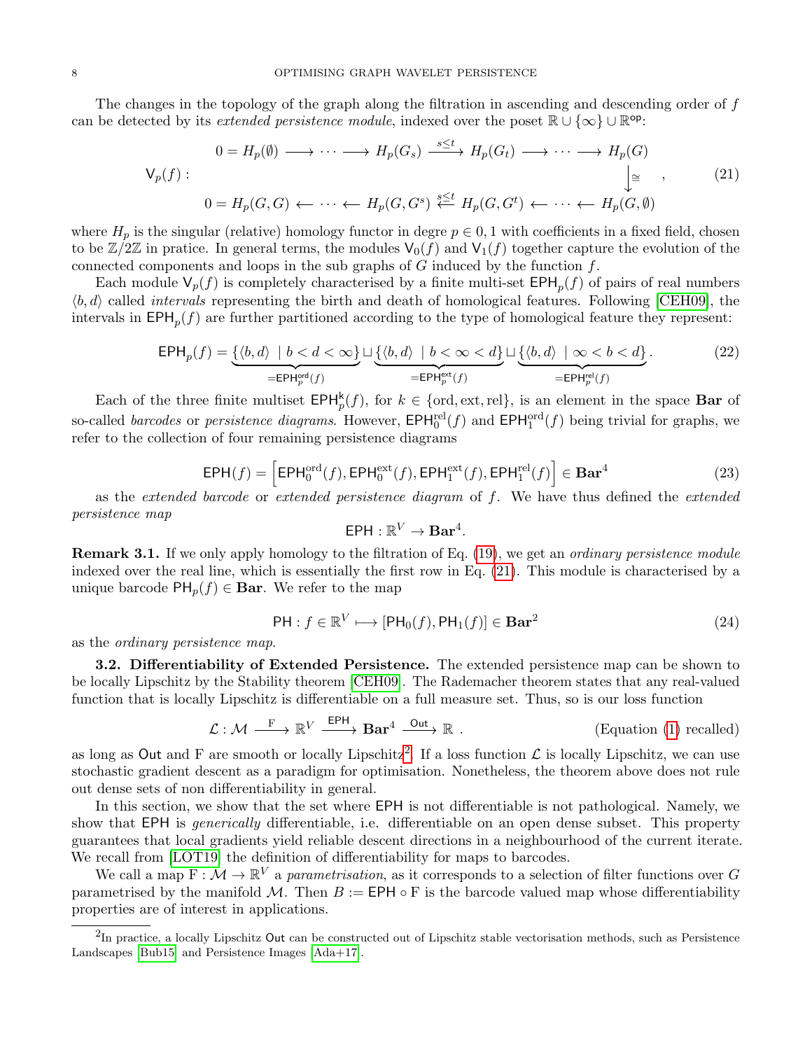The changes in the topology of the graph along the filtration in ascending and descending order of $f$ can be detected by its *extended persistence module*, indexed over the poset $\mathbb{R} \cup \{\infty\} \cup \mathbb{R}^{\mathsf{op}}$:

$$
\mathsf{V}_p(f) : \begin{array}{c} 0 = H_p(\emptyset) \longrightarrow \cdots \longrightarrow H_p(G_s) \xrightarrow{s \leq t} H_p(G_t) \longrightarrow \cdots \longrightarrow H_p(G) \\ \hfill \big\downarrow \cong \\ 0 = H_p(G,G) \longleftarrow \cdots \longleftarrow H_p(G,G^s) \xleftarrow{s \leq t} H_p(G,G^t) \longleftarrow \cdots \longleftarrow H_p(G,\emptyset) \end{array}, \tag{21}
$$

where $H_p$ is the singular (relative) homology functor in degree $p \in 0,1$ with coefficients in a fixed field, chosen to be $\mathbb{Z}/2\mathbb{Z}$ in pratice. In general terms, the modules $\mathsf{V}_0(f)$ and $\mathsf{V}_1(f)$ together capture the evolution of the connected components and loops in the sub graphs of $G$ induced by the function $f$.

Each module $\mathsf{V}_p(f)$ is completely characterised by a finite multi-set $\mathsf{EPH}_p(f)$ of pairs of real numbers $\langle b, d \rangle$ called *intervals* representing the birth and death of homological features. Following [CEH09], the intervals in $\mathsf{EPH}_p(f)$ are further partitioned according to the type of homological feature they represent:

$$
\mathsf{EPH}_p(f) = \underbrace{\{\langle b, d \rangle \mid b < d < \infty\}}_{=\mathsf{EPH}_p^{\mathsf{ord}}(f)} \sqcup \underbrace{\{\langle b, d \rangle \mid b < \infty < d\}}_{=\mathsf{EPH}_p^{\mathsf{ext}}(f)} \sqcup \underbrace{\{\langle b, d \rangle \mid \infty < b < d\}}_{=\mathsf{EPH}_p^{\mathsf{rel}}(f)}. \tag{22}
$$

Each of the three finite multiset $\mathsf{EPH}_p^{\mathsf{k}}(f)$, for $k \in \{\text{ord}, \text{ext}, \text{rel}\}$, is an element in the space **Bar** of so-called *barcodes* or *persistence diagrams*. However, $\mathsf{EPH}_0^{\text{rel}}(f)$ and $\mathsf{EPH}_1^{\text{ord}}(f)$ being trivial for graphs, we refer to the collection of four remaining persistence diagrams

$$
\mathsf{EPH}(f) = \left[\mathsf{EPH}_0^{\text{ord}}(f), \mathsf{EPH}_0^{\text{ext}}(f), \mathsf{EPH}_1^{\text{ext}}(f), \mathsf{EPH}_1^{\text{rel}}(f)\right] \in \mathbf{Bar}^4 \tag{23}
$$

as the *extended barcode* or *extended persistence diagram* of $f$. We have thus defined the *extended persistence map*

$$
\mathsf{EPH} : \mathbb{R}^V \to \mathbf{Bar}^4.
$$

**Remark 3.1.** If we only apply homology to the filtration of Eq. (19), we get an *ordinary persistence module* indexed over the real line, which is essentially the first row in Eq. (21). This module is characterised by a unique barcode $\mathsf{PH}_p(f) \in \mathbf{Bar}$. We refer to the map

$$
\mathsf{PH} : f \in \mathbb{R}^V \longmapsto [\mathsf{PH}_0(f), \mathsf{PH}_1(f)] \in \mathbf{Bar}^2 \tag{24}
$$

as the *ordinary persistence map*.

**3.2. Differentiability of Extended Persistence.** The extended persistence map can be shown to be locally Lipschitz by the Stability theorem [CEH09]. The Rademacher theorem states that any real-valued function that is locally Lipschitz is differentiable on a full measure set. Thus, so is our loss function

$$
\mathcal{L} : \mathcal{M} \xrightarrow{\ \mathrm{F}\ } \mathbb{R}^V \xrightarrow{\ \mathsf{EPH}\ } \mathbf{Bar}^4 \xrightarrow{\ \mathsf{Out}\ } \mathbb{R}\ . \qquad \text{(Equation (1) recalled)}
$$

as long as $\mathsf{Out}$ and $\mathrm{F}$ are smooth or locally Lipschitz[2]. If a loss function $\mathcal{L}$ is locally Lipschitz, we can use stochastic gradient descent as a paradigm for optimisation. Nonetheless, the theorem above does not rule out dense sets of non differentiability in general.

In this section, we show that the set where $\mathsf{EPH}$ is not differentiable is not pathological. Namely, we show that $\mathsf{EPH}$ is *generically* differentiable, i.e. differentiable on an open dense subset. This property guarantees that local gradients yield reliable descent directions in a neighbourhood of the current iterate. We recall from [LOT19] the definition of differentiability for maps to barcodes.

We call a map $\mathrm{F} : \mathcal{M} \to \mathbb{R}^V$ a *parametrisation*, as it corresponds to a selection of filter functions over $G$ parametrised by the manifold $\mathcal{M}$. Then $B := \mathsf{EPH} \circ \mathrm{F}$ is the barcode valued map whose differentiability properties are of interest in applications.

[2] In practice, a locally Lipschitz $\mathsf{Out}$ can be constructed out of Lipschitz stable vectorisation methods, such as Persistence Landscapes [Bub15] and Persistence Images [Ada+17].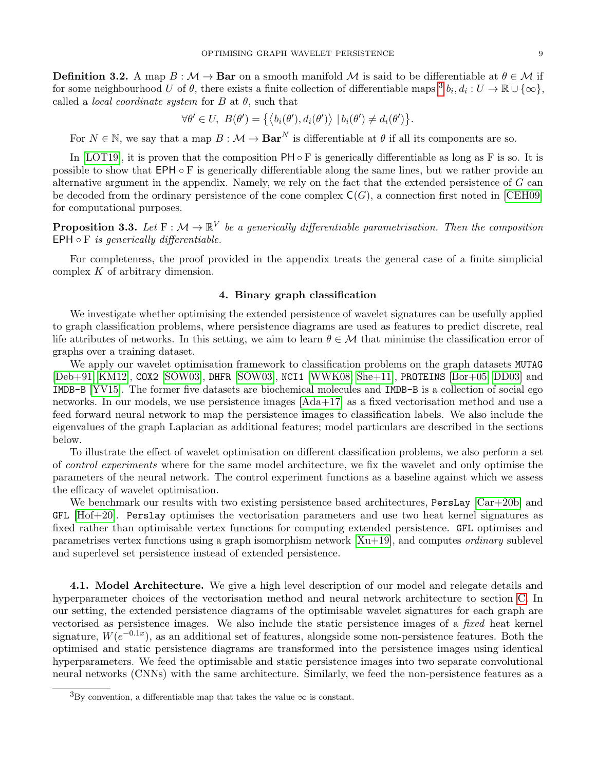**Definition 3.2.** A map $B : \mathcal{M} \to \textbf{Bar}$ on a smooth manifold $\mathcal{M}$ is said to be differentiable at $\theta \in \mathcal{M}$ if for some neighbourhood $U$ of $\theta$, there exists a finite collection of differentiable maps [3] $b_i, d_i : U \to \mathbb{R} \cup \{\infty\}$, called a *local coordinate system* for $B$ at $\theta$, such that

$$\forall \theta' \in U,\ B(\theta') = \{\langle b_i(\theta'), d_i(\theta') \rangle \mid b_i(\theta') \neq d_i(\theta')\}.$$

For $N \in \mathbb{N}$, we say that a map $B : \mathcal{M} \to \textbf{Bar}^N$ is differentiable at $\theta$ if all its components are so.

In [LOT19], it is proven that the composition $\mathsf{PH} \circ \mathrm{F}$ is generically differentiable as long as $\mathrm{F}$ is so. It is possible to show that $\mathsf{EPH} \circ \mathrm{F}$ is generically differentiable along the same lines, but we rather provide an alternative argument in the appendix. Namely, we rely on the fact that the extended persistence of $G$ can be decoded from the ordinary persistence of the cone complex $\mathsf{C}(G)$, a connection first noted in [CEH09] for computational purposes.

**Proposition 3.3.** *Let* $\mathrm{F} : \mathcal{M} \to \mathbb{R}^V$ *be a generically differentiable parametrisation. Then the composition* $\mathsf{EPH} \circ \mathrm{F}$ *is generically differentiable.*

For completeness, the proof provided in the appendix treats the general case of a finite simplicial complex $K$ of arbitrary dimension.

## 4. Binary graph classification

We investigate whether optimising the extended persistence of wavelet signatures can be usefully applied to graph classification problems, where persistence diagrams are used as features to predict discrete, real life attributes of networks. In this setting, we aim to learn $\theta \in \mathcal{M}$ that minimise the classification error of graphs over a training dataset.

We apply our wavelet optimisation framework to classification problems on the graph datasets `MUTAG` [Deb+91; KM12], `COX2` [SOW03], `DHFR` [SOW03], `NCI1` [WWK08; She+11], `PROTEINS` [Bor+05; DD03] and `IMDB-B` [YV15]. The former five datasets are biochemical molecules and `IMDB-B` is a collection of social ego networks. In our models, we use persistence images [Ada+17] as a fixed vectorisation method and use a feed forward neural network to map the persistence images to classification labels. We also include the eigenvalues of the graph Laplacian as additional features; model particulars are described in the sections below.

To illustrate the effect of wavelet optimisation on different classification problems, we also perform a set of *control experiments* where for the same model architecture, we fix the wavelet and only optimise the parameters of the neural network. The control experiment functions as a baseline against which we assess the efficacy of wavelet optimisation.

We benchmark our results with two existing persistence based architectures, `PersLay` [Car+20b] and `GFL` [Hof+20]. `Perslay` optimises the vectorisation parameters and use two heat kernel signatures as fixed rather than optimisable vertex functions for computing extended persistence. `GFL` optimises and parametrises vertex functions using a graph isomorphism network [Xu+19], and computes *ordinary* sublevel and superlevel set persistence instead of extended persistence.

**4.1. Model Architecture.** We give a high level description of our model and relegate details and hyperparameter choices of the vectorisation method and neural network architecture to section C. In our setting, the extended persistence diagrams of the optimisable wavelet signatures for each graph are vectorised as persistence images. We also include the static persistence images of a *fixed* heat kernel signature, $W(e^{-0.1x})$, as an additional set of features, alongside some non-persistence features. Both the optimised and static persistence diagrams are transformed into the persistence images using identical hyperparameters. We feed the optimisable and static persistence images into two separate convolutional neural networks (CNNs) with the same architecture. Similarly, we feed the non-persistence features as a

[3] By convention, a differentiable map that takes the value $\infty$ is constant.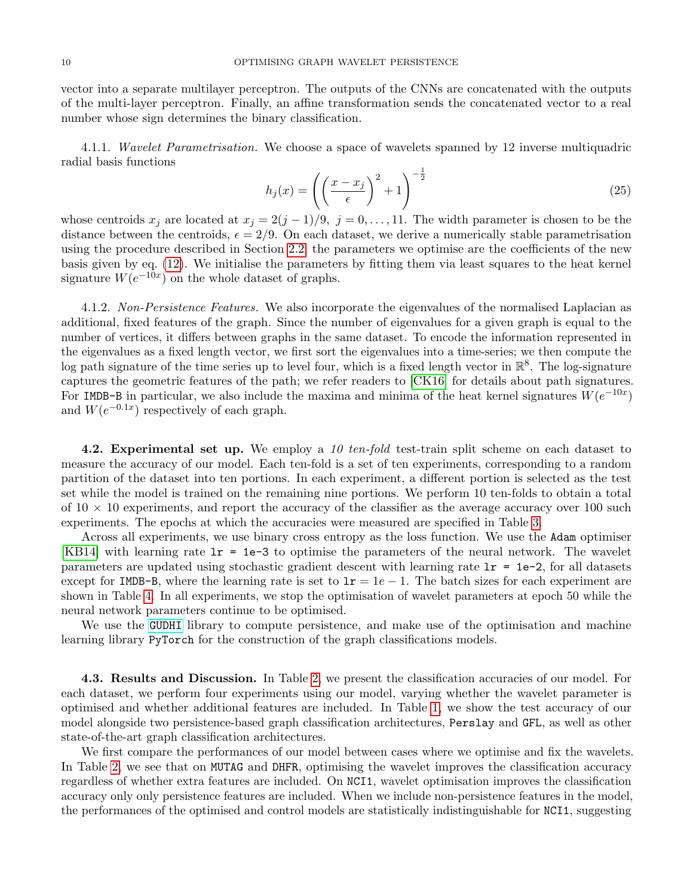vector into a separate multilayer perceptron. The outputs of the CNNs are concatenated with the outputs of the multi-layer perceptron. Finally, an affine transformation sends the concatenated vector to a real number whose sign determines the binary classification.

4.1.1. *Wavelet Parametrisation.* We choose a space of wavelets spanned by 12 inverse multiquadric radial basis functions

$$h_j(x) = \left( \left( \frac{x - x_j}{\epsilon} \right)^2 + 1 \right)^{-\frac{1}{2}} \tag{25}$$

whose centroids $x_j$ are located at $x_j = 2(j-1)/9,\ j = 0, \ldots, 11$. The width parameter is chosen to be the distance between the centroids, $\epsilon = 2/9$. On each dataset, we derive a numerically stable parametrisation using the procedure described in Section 2.2; the parameters we optimise are the coefficients of the new basis given by eq. (12). We initialise the parameters by fitting them via least squares to the heat kernel signature $W(e^{-10x})$ on the whole dataset of graphs.

4.1.2. *Non-Persistence Features.* We also incorporate the eigenvalues of the normalised Laplacian as additional, fixed features of the graph. Since the number of eigenvalues for a given graph is equal to the number of vertices, it differs between graphs in the same dataset. To encode the information represented in the eigenvalues as a fixed length vector, we first sort the eigenvalues into a time-series; we then compute the log path signature of the time series up to level four, which is a fixed length vector in $\mathbb{R}^8$. The log-signature captures the geometric features of the path; we refer readers to [CK16] for details about path signatures. For IMDB-B in particular, we also include the maxima and minima of the heat kernel signatures $W(e^{-10x})$ and $W(e^{-0.1x})$ respectively of each graph.

**4.2. Experimental set up.** We employ a *10 ten-fold* test-train split scheme on each dataset to measure the accuracy of our model. Each ten-fold is a set of ten experiments, corresponding to a random partition of the dataset into ten portions. In each experiment, a different portion is selected as the test set while the model is trained on the remaining nine portions. We perform 10 ten-folds to obtain a total of 10 $\times$ 10 experiments, and report the accuracy of the classifier as the average accuracy over 100 such experiments. The epochs at which the accuracies were measured are specified in Table 3.

Across all experiments, we use binary cross entropy as the loss function. We use the `Adam` optimiser [KB14] with learning rate `lr = 1e-3` to optimise the parameters of the neural network. The wavelet parameters are updated using stochastic gradient descent with learning rate `lr = 1e-2`, for all datasets except for IMDB-B, where the learning rate is set to $\mathtt{lr} = 1e-1$. The batch sizes for each experiment are shown in Table 4. In all experiments, we stop the optimisation of wavelet parameters at epoch 50 while the neural network parameters continue to be optimised.

We use the `GUDHI` library to compute persistence, and make use of the optimisation and machine learning library `PyTorch` for the construction of the graph classifications models.

**4.3. Results and Discussion.** In Table 2, we present the classification accuracies of our model. For each dataset, we perform four experiments using our model, varying whether the wavelet parameter is optimised and whether additional features are included. In Table 1, we show the test accuracy of our model alongside two persistence-based graph classification architectures, `Perslay` and `GFL`, as well as other state-of-the-art graph classification architectures.

We first compare the performances of our model between cases where we optimise and fix the wavelets. In Table 2, we see that on `MUTAG` and `DHFR`, optimising the wavelet improves the classification accuracy regardless of whether extra features are included. On `NCI1`, wavelet optimisation improves the classification accuracy only only persistence features are included. When we include non-persistence features in the model, the performances of the optimised and control models are statistically indistinguishable for `NCI1`, suggesting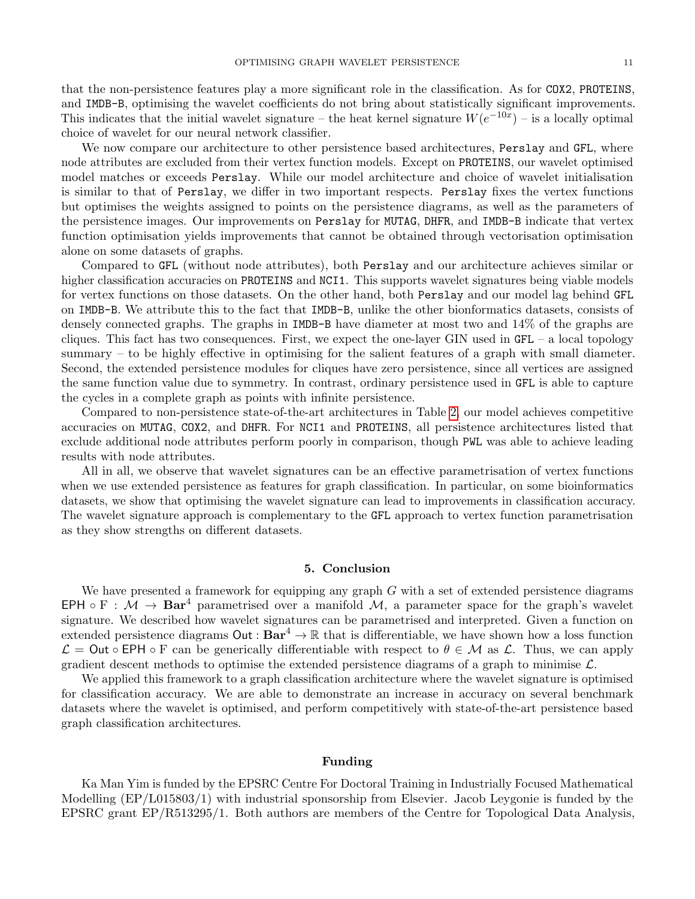that the non-persistence features play a more significant role in the classification. As for COX2, PROTEINS, and IMDB-B, optimising the wavelet coefficients do not bring about statistically significant improvements. This indicates that the initial wavelet signature – the heat kernel signature $W(e^{-10x})$ – is a locally optimal choice of wavelet for our neural network classifier.

We now compare our architecture to other persistence based architectures, Perslay and GFL, where node attributes are excluded from their vertex function models. Except on PROTEINS, our wavelet optimised model matches or exceeds Perslay. While our model architecture and choice of wavelet initialisation is similar to that of Perslay, we differ in two important respects. Perslay fixes the vertex functions but optimises the weights assigned to points on the persistence diagrams, as well as the parameters of the persistence images. Our improvements on Perslay for MUTAG, DHFR, and IMDB-B indicate that vertex function optimisation yields improvements that cannot be obtained through vectorisation optimisation alone on some datasets of graphs.

Compared to GFL (without node attributes), both Perslay and our architecture achieves similar or higher classification accuracies on PROTEINS and NCI1. This supports wavelet signatures being viable models for vertex functions on those datasets. On the other hand, both Perslay and our model lag behind GFL on IMDB-B. We attribute this to the fact that IMDB-B, unlike the other bionformatics datasets, consists of densely connected graphs. The graphs in IMDB-B have diameter at most two and 14% of the graphs are cliques. This fact has two consequences. First, we expect the one-layer GIN used in GFL – a local topology summary – to be highly effective in optimising for the salient features of a graph with small diameter. Second, the extended persistence modules for cliques have zero persistence, since all vertices are assigned the same function value due to symmetry. In contrast, ordinary persistence used in GFL is able to capture the cycles in a complete graph as points with infinite persistence.

Compared to non-persistence state-of-the-art architectures in Table 2, our model achieves competitive accuracies on MUTAG, COX2, and DHFR. For NCI1 and PROTEINS, all persistence architectures listed that exclude additional node attributes perform poorly in comparison, though PWL was able to achieve leading results with node attributes.

All in all, we observe that wavelet signatures can be an effective parametrisation of vertex functions when we use extended persistence as features for graph classification. In particular, on some bioinformatics datasets, we show that optimising the wavelet signature can lead to improvements in classification accuracy. The wavelet signature approach is complementary to the GFL approach to vertex function parametrisation as they show strengths on different datasets.

## 5. Conclusion

We have presented a framework for equipping any graph $G$ with a set of extended persistence diagrams $\mathsf{EPH} \circ \mathrm{F} : \mathcal{M} \to \mathbf{Bar}^4$ parametrised over a manifold $\mathcal{M}$, a parameter space for the graph's wavelet signature. We described how wavelet signatures can be parametrised and interpreted. Given a function on extended persistence diagrams $\mathsf{Out} : \mathbf{Bar}^4 \to \mathbb{R}$ that is differentiable, we have shown how a loss function $\mathcal{L} = \mathsf{Out} \circ \mathsf{EPH} \circ \mathrm{F}$ can be generically differentiable with respect to $\theta \in \mathcal{M}$ as $\mathcal{L}$. Thus, we can apply gradient descent methods to optimise the extended persistence diagrams of a graph to minimise $\mathcal{L}$.

We applied this framework to a graph classification architecture where the wavelet signature is optimised for classification accuracy. We are able to demonstrate an increase in accuracy on several benchmark datasets where the wavelet is optimised, and perform competitively with state-of-the-art persistence based graph classification architectures.

## Funding

Ka Man Yim is funded by the EPSRC Centre For Doctoral Training in Industrially Focused Mathematical Modelling (EP/L015803/1) with industrial sponsorship from Elsevier. Jacob Leygonie is funded by the EPSRC grant EP/R513295/1. Both authors are members of the Centre for Topological Data Analysis,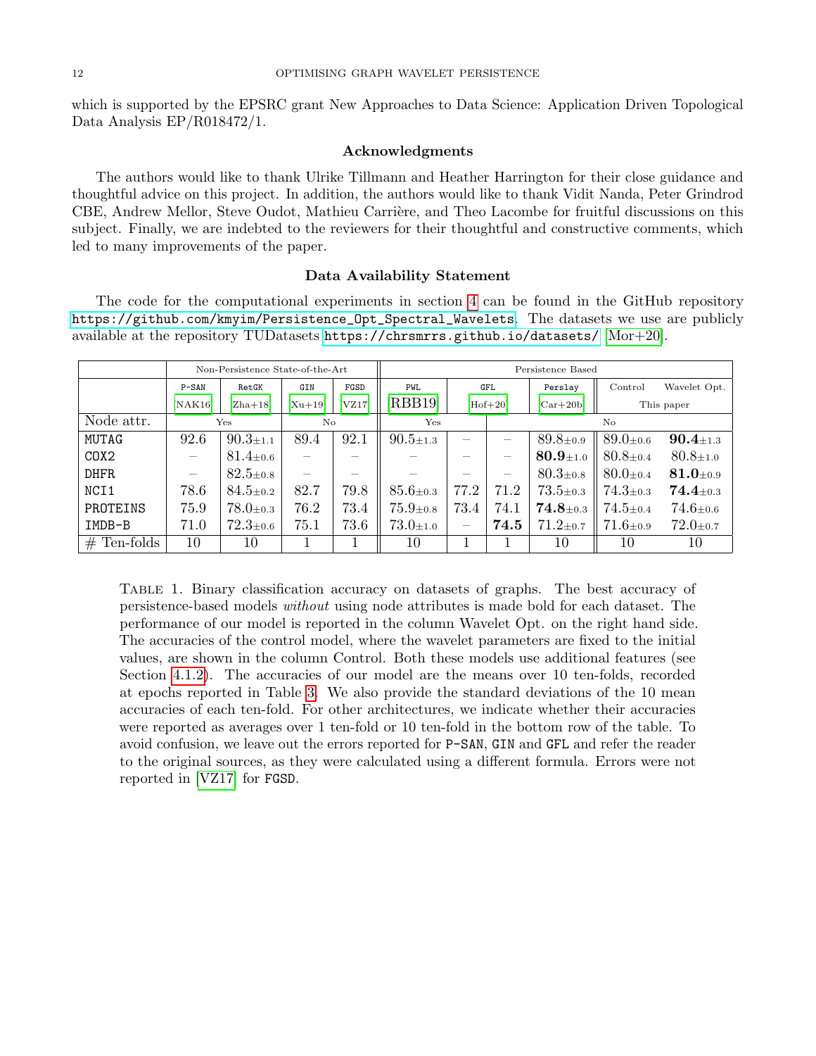which is supported by the EPSRC grant New Approaches to Data Science: Application Driven Topological Data Analysis EP/R018472/1.

### Acknowledgments

The authors would like to thank Ulrike Tillmann and Heather Harrington for their close guidance and thoughtful advice on this project. In addition, the authors would like to thank Vidit Nanda, Peter Grindrod CBE, Andrew Mellor, Steve Oudot, Mathieu Carrière, and Theo Lacombe for fruitful discussions on this subject. Finally, we are indebted to the reviewers for their thoughtful and constructive comments, which led to many improvements of the paper.

### Data Availability Statement

The code for the computational experiments in section 4 can be found in the GitHub repository https://github.com/kmyim/Persistence_Opt_Spectral_Wavelets. The datasets we use are publicly available at the repository TUDatasets https://chrsmrrs.github.io/datasets/ [Mor+20].

| | Non-Persistence State-of-the-Art | | | | Persistence Based | | | | | |
|---|---|---|---|---|---|---|---|---|---|---|
| | P-SAN | RetGK | GIN | FGSD | PWL | GFL | | Perslay | Control | Wavelet Opt. |
| | [NAK16] | [Zha+18] | [Xu+19] | [VZ17] | [RBB19] | [Hof+20] | | [Car+20b] | This paper | |
| Node attr. | Yes | | No | | Yes | | No | | | |
| MUTAG | 92.6 | 90.3$_{\pm1.1}$ | 89.4 | 92.1 | 90.5$_{\pm1.3}$ | – | – | 89.8$_{\pm0.9}$ | 89.0$_{\pm0.6}$ | **90.4**$_{\pm1.3}$ |
| COX2 | – | 81.4$_{\pm0.6}$ | – | – | – | – | – | **80.9**$_{\pm1.0}$ | 80.8$_{\pm0.4}$ | 80.8$_{\pm1.0}$ |
| DHFR | – | 82.5$_{\pm0.8}$ | – | – | – | – | – | 80.3$_{\pm0.8}$ | 80.0$_{\pm0.4}$ | **81.0**$_{\pm0.9}$ |
| NCI1 | 78.6 | 84.5$_{\pm0.2}$ | 82.7 | 79.8 | 85.6$_{\pm0.3}$ | 77.2 | 71.2 | 73.5$_{\pm0.3}$ | 74.3$_{\pm0.3}$ | **74.4**$_{\pm0.3}$ |
| PROTEINS | 75.9 | 78.0$_{\pm0.3}$ | 76.2 | 73.4 | 75.9$_{\pm0.8}$ | 73.4 | 74.1 | **74.8**$_{\pm0.3}$ | 74.5$_{\pm0.4}$ | 74.6$_{\pm0.6}$ |
| IMDB-B | 71.0 | 72.3$_{\pm0.6}$ | 75.1 | 73.6 | 73.0$_{\pm1.0}$ | – | **74.5** | 71.2$_{\pm0.7}$ | 71.6$_{\pm0.9}$ | 72.0$_{\pm0.7}$ |
| # Ten-folds | 10 | 10 | 1 | 1 | 10 | 1 | 1 | 10 | 10 | 10 |

TABLE 1. Binary classification accuracy on datasets of graphs. The best accuracy of persistence-based models *without* using node attributes is made bold for each dataset. The performance of our model is reported in the column Wavelet Opt. on the right hand side. The accuracies of the control model, where the wavelet parameters are fixed to the initial values, are shown in the column Control. Both these models use additional features (see Section 4.1.2). The accuracies of our model are the means over 10 ten-folds, recorded at epochs reported in Table 3. We also provide the standard deviations of the 10 mean accuracies of each ten-fold. For other architectures, we indicate whether their accuracies were reported as averages over 1 ten-fold or 10 ten-fold in the bottom row of the table. To avoid confusion, we leave out the errors reported for P-SAN, GIN and GFL and refer the reader to the original sources, as they were calculated using a different formula. Errors were not reported in [VZ17] for FGSD.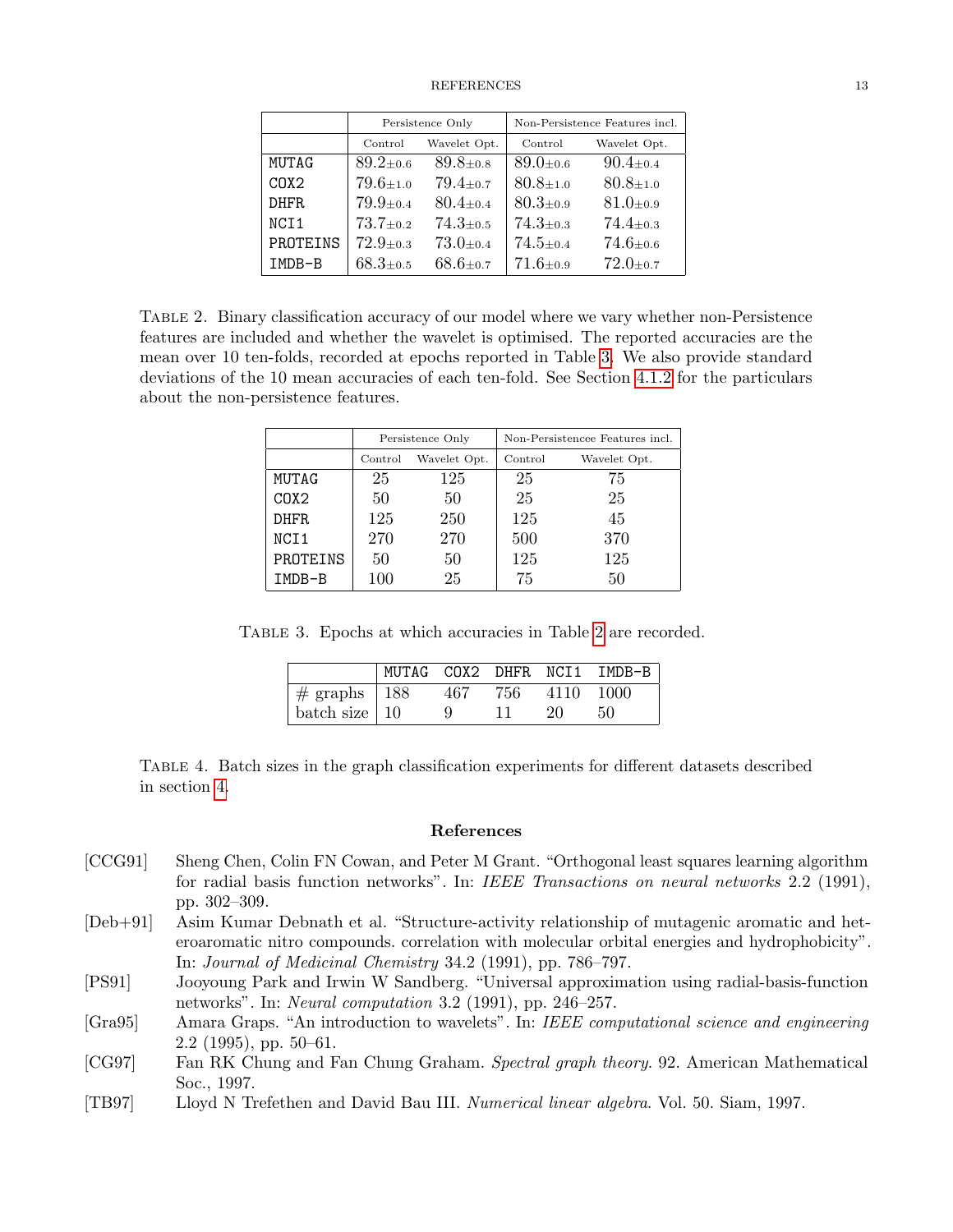| | Persistence Only | | Non-Persistence Features incl. | |
|---|---|---|---|---|
| | Control | Wavelet Opt. | Control | Wavelet Opt. |
| MUTAG | $89.2_{\pm 0.6}$ | $89.8_{\pm 0.8}$ | $89.0_{\pm 0.6}$ | $90.4_{\pm 0.4}$ |
| COX2 | $79.6_{\pm 1.0}$ | $79.4_{\pm 0.7}$ | $80.8_{\pm 1.0}$ | $80.8_{\pm 1.0}$ |
| DHFR | $79.9_{\pm 0.4}$ | $80.4_{\pm 0.4}$ | $80.3_{\pm 0.9}$ | $81.0_{\pm 0.9}$ |
| NCI1 | $73.7_{\pm 0.2}$ | $74.3_{\pm 0.5}$ | $74.3_{\pm 0.3}$ | $74.4_{\pm 0.3}$ |
| PROTEINS | $72.9_{\pm 0.3}$ | $73.0_{\pm 0.4}$ | $74.5_{\pm 0.4}$ | $74.6_{\pm 0.6}$ |
| IMDB-B | $68.3_{\pm 0.5}$ | $68.6_{\pm 0.7}$ | $71.6_{\pm 0.9}$ | $72.0_{\pm 0.7}$ |

Table 2. Binary classification accuracy of our model where we vary whether non-Persistence features are included and whether the wavelet is optimised. The reported accuracies are the mean over 10 ten-folds, recorded at epochs reported in Table 3. We also provide standard deviations of the 10 mean accuracies of each ten-fold. See Section 4.1.2 for the particulars about the non-persistence features.

| | Persistence Only | | Non-Persistencee Features incl. | |
|---|---|---|---|---|
| | Control | Wavelet Opt. | Control | Wavelet Opt. |
| MUTAG | 25 | 125 | 25 | 75 |
| COX2 | 50 | 50 | 25 | 25 |
| DHFR | 125 | 250 | 125 | 45 |
| NCI1 | 270 | 270 | 500 | 370 |
| PROTEINS | 50 | 50 | 125 | 125 |
| IMDB-B | 100 | 25 | 75 | 50 |

Table 3. Epochs at which accuracies in Table 2 are recorded.

| | MUTAG | COX2 | DHFR | NCI1 | IMDB-B |
|---|---|---|---|---|---|
| # graphs | 188 | 467 | 756 | 4110 | 1000 |
| batch size | 10 | 9 | 11 | 20 | 50 |

Table 4. Batch sizes in the graph classification experiments for different datasets described in section 4.

## References

[CCG91] Sheng Chen, Colin FN Cowan, and Peter M Grant. "Orthogonal least squares learning algorithm for radial basis function networks". In: *IEEE Transactions on neural networks* 2.2 (1991), pp. 302–309.

[Deb+91] Asim Kumar Debnath et al. "Structure-activity relationship of mutagenic aromatic and heteroaromatic nitro compounds. correlation with molecular orbital energies and hydrophobicity". In: *Journal of Medicinal Chemistry* 34.2 (1991), pp. 786–797.

[PS91] Jooyoung Park and Irwin W Sandberg. "Universal approximation using radial-basis-function networks". In: *Neural computation* 3.2 (1991), pp. 246–257.

[Gra95] Amara Graps. "An introduction to wavelets". In: *IEEE computational science and engineering* 2.2 (1995), pp. 50–61.

[CG97] Fan RK Chung and Fan Chung Graham. *Spectral graph theory*. 92. American Mathematical Soc., 1997.

[TB97] Lloyd N Trefethen and David Bau III. *Numerical linear algebra*. Vol. 50. Siam, 1997.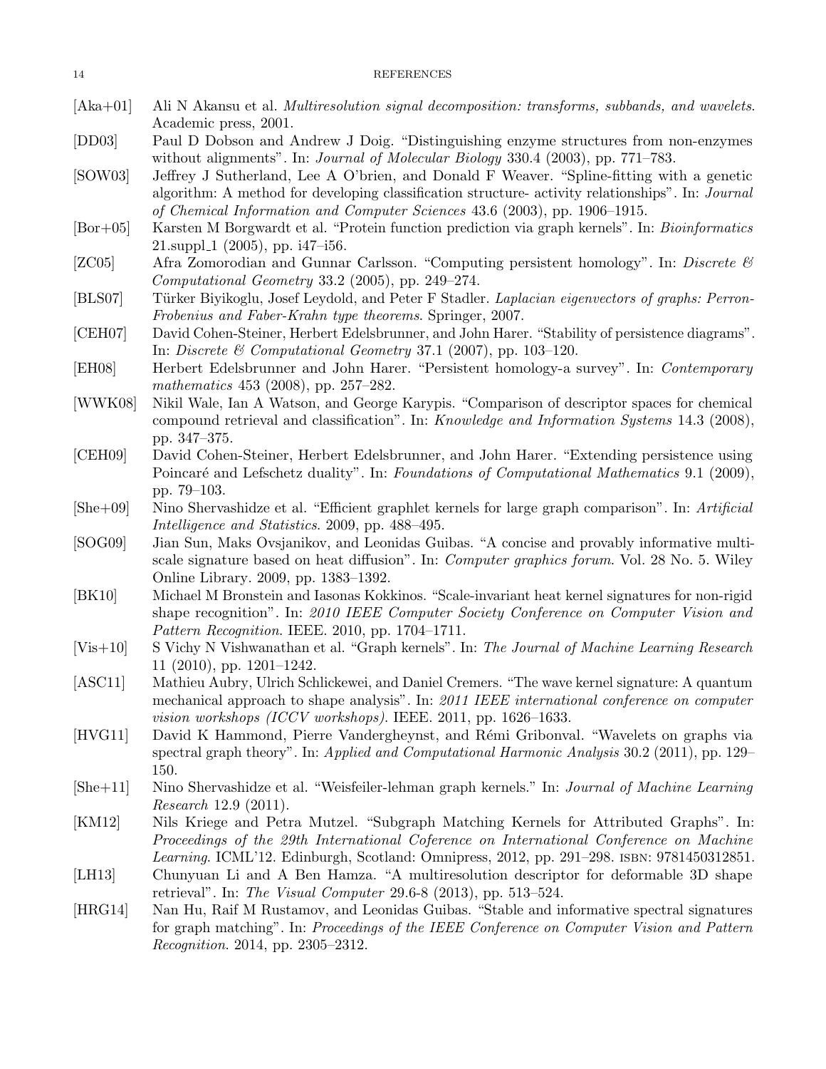- [Aka+01] Ali N Akansu et al. *Multiresolution signal decomposition: transforms, subbands, and wavelets*. Academic press, 2001.
- [DD03] Paul D Dobson and Andrew J Doig. "Distinguishing enzyme structures from non-enzymes without alignments". In: *Journal of Molecular Biology* 330.4 (2003), pp. 771–783.
- [SOW03] Jeffrey J Sutherland, Lee A O'brien, and Donald F Weaver. "Spline-fitting with a genetic algorithm: A method for developing classification structure- activity relationships". In: *Journal of Chemical Information and Computer Sciences* 43.6 (2003), pp. 1906–1915.
- [Bor+05] Karsten M Borgwardt et al. "Protein function prediction via graph kernels". In: *Bioinformatics* 21.suppl_1 (2005), pp. i47–i56.
- [ZC05] Afra Zomorodian and Gunnar Carlsson. "Computing persistent homology". In: *Discrete & Computational Geometry* 33.2 (2005), pp. 249–274.
- [BLS07] Türker Biyikoglu, Josef Leydold, and Peter F Stadler. *Laplacian eigenvectors of graphs: Perron-Frobenius and Faber-Krahn type theorems*. Springer, 2007.
- [CEH07] David Cohen-Steiner, Herbert Edelsbrunner, and John Harer. "Stability of persistence diagrams". In: *Discrete & Computational Geometry* 37.1 (2007), pp. 103–120.
- [EH08] Herbert Edelsbrunner and John Harer. "Persistent homology-a survey". In: *Contemporary mathematics* 453 (2008), pp. 257–282.
- [WWK08] Nikil Wale, Ian A Watson, and George Karypis. "Comparison of descriptor spaces for chemical compound retrieval and classification". In: *Knowledge and Information Systems* 14.3 (2008), pp. 347–375.
- [CEH09] David Cohen-Steiner, Herbert Edelsbrunner, and John Harer. "Extending persistence using Poincaré and Lefschetz duality". In: *Foundations of Computational Mathematics* 9.1 (2009), pp. 79–103.
- [She+09] Nino Shervashidze et al. "Efficient graphlet kernels for large graph comparison". In: *Artificial Intelligence and Statistics*. 2009, pp. 488–495.
- [SOG09] Jian Sun, Maks Ovsjanikov, and Leonidas Guibas. "A concise and provably informative multi-scale signature based on heat diffusion". In: *Computer graphics forum*. Vol. 28 No. 5. Wiley Online Library. 2009, pp. 1383–1392.
- [BK10] Michael M Bronstein and Iasonas Kokkinos. "Scale-invariant heat kernel signatures for non-rigid shape recognition". In: *2010 IEEE Computer Society Conference on Computer Vision and Pattern Recognition*. IEEE. 2010, pp. 1704–1711.
- [Vis+10] S Vichy N Vishwanathan et al. "Graph kernels". In: *The Journal of Machine Learning Research* 11 (2010), pp. 1201–1242.
- [ASC11] Mathieu Aubry, Ulrich Schlickewei, and Daniel Cremers. "The wave kernel signature: A quantum mechanical approach to shape analysis". In: *2011 IEEE international conference on computer vision workshops (ICCV workshops)*. IEEE. 2011, pp. 1626–1633.
- [HVG11] David K Hammond, Pierre Vandergheynst, and Rémi Gribonval. "Wavelets on graphs via spectral graph theory". In: *Applied and Computational Harmonic Analysis* 30.2 (2011), pp. 129–150.
- [She+11] Nino Shervashidze et al. "Weisfeiler-lehman graph kernels." In: *Journal of Machine Learning Research* 12.9 (2011).
- [KM12] Nils Kriege and Petra Mutzel. "Subgraph Matching Kernels for Attributed Graphs". In: *Proceedings of the 29th International Coference on International Conference on Machine Learning*. ICML'12. Edinburgh, Scotland: Omnipress, 2012, pp. 291–298. ISBN: 9781450312851.
- [LH13] Chunyuan Li and A Ben Hamza. "A multiresolution descriptor for deformable 3D shape retrieval". In: *The Visual Computer* 29.6-8 (2013), pp. 513–524.
- [HRG14] Nan Hu, Raif M Rustamov, and Leonidas Guibas. "Stable and informative spectral signatures for graph matching". In: *Proceedings of the IEEE Conference on Computer Vision and Pattern Recognition*. 2014, pp. 2305–2312.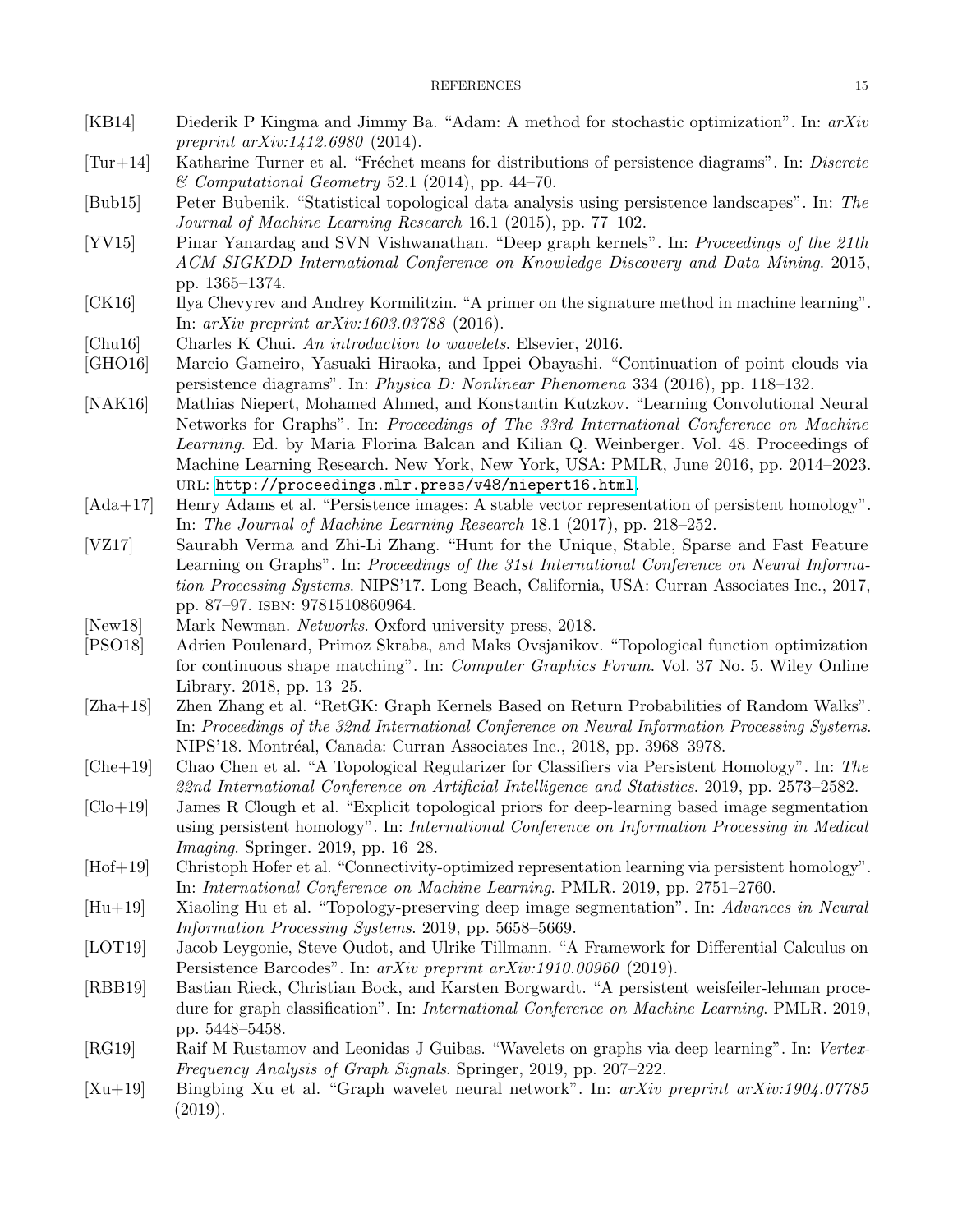[KB14] Diederik P Kingma and Jimmy Ba. "Adam: A method for stochastic optimization". In: *arXiv preprint arXiv:1412.6980* (2014).

[Tur+14] Katharine Turner et al. "Fréchet means for distributions of persistence diagrams". In: *Discrete & Computational Geometry* 52.1 (2014), pp. 44–70.

[Bub15] Peter Bubenik. "Statistical topological data analysis using persistence landscapes". In: *The Journal of Machine Learning Research* 16.1 (2015), pp. 77–102.

[YV15] Pinar Yanardag and SVN Vishwanathan. "Deep graph kernels". In: *Proceedings of the 21th ACM SIGKDD International Conference on Knowledge Discovery and Data Mining*. 2015, pp. 1365–1374.

[CK16] Ilya Chevyrev and Andrey Kormilitzin. "A primer on the signature method in machine learning". In: *arXiv preprint arXiv:1603.03788* (2016).

[Chu16] Charles K Chui. *An introduction to wavelets*. Elsevier, 2016.

[GHO16] Marcio Gameiro, Yasuaki Hiraoka, and Ippei Obayashi. "Continuation of point clouds via persistence diagrams". In: *Physica D: Nonlinear Phenomena* 334 (2016), pp. 118–132.

[NAK16] Mathias Niepert, Mohamed Ahmed, and Konstantin Kutzkov. "Learning Convolutional Neural Networks for Graphs". In: *Proceedings of The 33rd International Conference on Machine Learning*. Ed. by Maria Florina Balcan and Kilian Q. Weinberger. Vol. 48. Proceedings of Machine Learning Research. New York, New York, USA: PMLR, June 2016, pp. 2014–2023. URL: http://proceedings.mlr.press/v48/niepert16.html.

[Ada+17] Henry Adams et al. "Persistence images: A stable vector representation of persistent homology". In: *The Journal of Machine Learning Research* 18.1 (2017), pp. 218–252.

[VZ17] Saurabh Verma and Zhi-Li Zhang. "Hunt for the Unique, Stable, Sparse and Fast Feature Learning on Graphs". In: *Proceedings of the 31st International Conference on Neural Information Processing Systems*. NIPS'17. Long Beach, California, USA: Curran Associates Inc., 2017, pp. 87–97. ISBN: 9781510860964.

[New18] Mark Newman. *Networks*. Oxford university press, 2018.

[PSO18] Adrien Poulenard, Primoz Skraba, and Maks Ovsjanikov. "Topological function optimization for continuous shape matching". In: *Computer Graphics Forum*. Vol. 37 No. 5. Wiley Online Library. 2018, pp. 13–25.

[Zha+18] Zhen Zhang et al. "RetGK: Graph Kernels Based on Return Probabilities of Random Walks". In: *Proceedings of the 32nd International Conference on Neural Information Processing Systems*. NIPS'18. Montréal, Canada: Curran Associates Inc., 2018, pp. 3968–3978.

[Che+19] Chao Chen et al. "A Topological Regularizer for Classifiers via Persistent Homology". In: *The 22nd International Conference on Artificial Intelligence and Statistics*. 2019, pp. 2573–2582.

[Clo+19] James R Clough et al. "Explicit topological priors for deep-learning based image segmentation using persistent homology". In: *International Conference on Information Processing in Medical Imaging*. Springer. 2019, pp. 16–28.

[Hof+19] Christoph Hofer et al. "Connectivity-optimized representation learning via persistent homology". In: *International Conference on Machine Learning*. PMLR. 2019, pp. 2751–2760.

[Hu+19] Xiaoling Hu et al. "Topology-preserving deep image segmentation". In: *Advances in Neural Information Processing Systems*. 2019, pp. 5658–5669.

[LOT19] Jacob Leygonie, Steve Oudot, and Ulrike Tillmann. "A Framework for Differential Calculus on Persistence Barcodes". In: *arXiv preprint arXiv:1910.00960* (2019).

[RBB19] Bastian Rieck, Christian Bock, and Karsten Borgwardt. "A persistent weisfeiler-lehman procedure for graph classification". In: *International Conference on Machine Learning*. PMLR. 2019, pp. 5448–5458.

[RG19] Raif M Rustamov and Leonidas J Guibas. "Wavelets on graphs via deep learning". In: *Vertex-Frequency Analysis of Graph Signals*. Springer, 2019, pp. 207–222.

[Xu+19] Bingbing Xu et al. "Graph wavelet neural network". In: *arXiv preprint arXiv:1904.07785* (2019).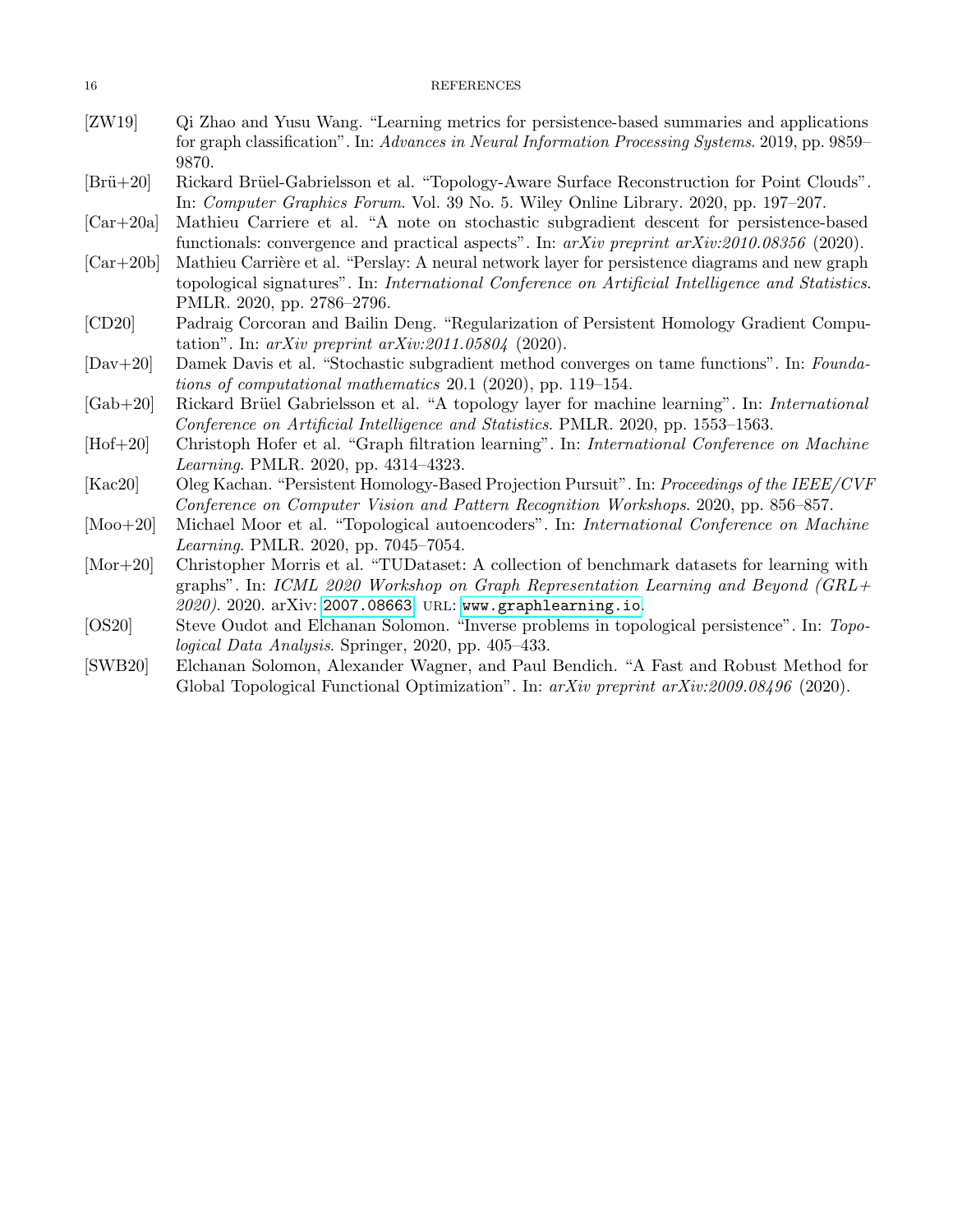- [ZW19] Qi Zhao and Yusu Wang. "Learning metrics for persistence-based summaries and applications for graph classification". In: *Advances in Neural Information Processing Systems*. 2019, pp. 9859–9870.
- [Brü+20] Rickard Brüel-Gabrielsson et al. "Topology-Aware Surface Reconstruction for Point Clouds". In: *Computer Graphics Forum*. Vol. 39 No. 5. Wiley Online Library. 2020, pp. 197–207.
- [Car+20a] Mathieu Carriere et al. "A note on stochastic subgradient descent for persistence-based functionals: convergence and practical aspects". In: *arXiv preprint arXiv:2010.08356* (2020).
- [Car+20b] Mathieu Carrière et al. "Perslay: A neural network layer for persistence diagrams and new graph topological signatures". In: *International Conference on Artificial Intelligence and Statistics*. PMLR. 2020, pp. 2786–2796.
- [CD20] Padraig Corcoran and Bailin Deng. "Regularization of Persistent Homology Gradient Computation". In: *arXiv preprint arXiv:2011.05804* (2020).
- [Dav+20] Damek Davis et al. "Stochastic subgradient method converges on tame functions". In: *Foundations of computational mathematics* 20.1 (2020), pp. 119–154.
- [Gab+20] Rickard Brüel Gabrielsson et al. "A topology layer for machine learning". In: *International Conference on Artificial Intelligence and Statistics*. PMLR. 2020, pp. 1553–1563.
- [Hof+20] Christoph Hofer et al. "Graph filtration learning". In: *International Conference on Machine Learning*. PMLR. 2020, pp. 4314–4323.
- [Kac20] Oleg Kachan. "Persistent Homology-Based Projection Pursuit". In: *Proceedings of the IEEE/CVF Conference on Computer Vision and Pattern Recognition Workshops*. 2020, pp. 856–857.
- [Moo+20] Michael Moor et al. "Topological autoencoders". In: *International Conference on Machine Learning*. PMLR. 2020, pp. 7045–7054.
- [Mor+20] Christopher Morris et al. "TUDataset: A collection of benchmark datasets for learning with graphs". In: *ICML 2020 Workshop on Graph Representation Learning and Beyond (GRL+ 2020)*. 2020. arXiv: `2007.08663`. URL: `www.graphlearning.io`.
- [OS20] Steve Oudot and Elchanan Solomon. "Inverse problems in topological persistence". In: *Topological Data Analysis*. Springer, 2020, pp. 405–433.
- [SWB20] Elchanan Solomon, Alexander Wagner, and Paul Bendich. "A Fast and Robust Method for Global Topological Functional Optimization". In: *arXiv preprint arXiv:2009.08496* (2020).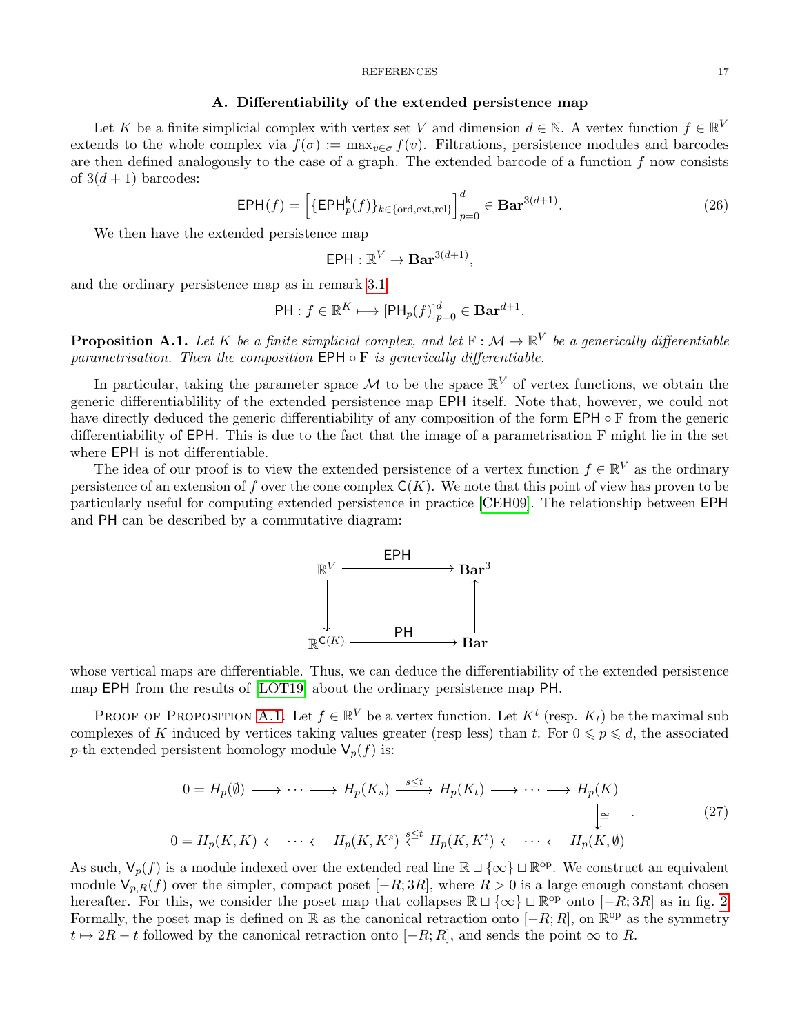## A. Differentiability of the extended persistence map

Let $K$ be a finite simplicial complex with vertex set $V$ and dimension $d \in \mathbb{N}$. A vertex function $f \in \mathbb{R}^V$ extends to the whole complex via $f(\sigma) := \max_{v \in \sigma} f(v)$. Filtrations, persistence modules and barcodes are then defined analogously to the case of a graph. The extended barcode of a function $f$ now consists of $3(d+1)$ barcodes:

$$\mathsf{EPH}(f) = \left[\{\mathsf{EPH}_p^{\mathsf{k}}(f)\}_{k \in \{\mathrm{ord},\mathrm{ext},\mathrm{rel}\}}\right]_{p=0}^{d} \in \mathbf{Bar}^{3(d+1)}. \tag{26}$$

We then have the extended persistence map

$$\mathsf{EPH} : \mathbb{R}^V \to \mathbf{Bar}^{3(d+1)},$$

and the ordinary persistence map as in remark 3.1

$$\mathsf{PH} : f \in \mathbb{R}^K \longmapsto [\mathsf{PH}_p(f)]_{p=0}^{d} \in \mathbf{Bar}^{d+1}.$$

**Proposition A.1.** *Let $K$ be a finite simplicial complex, and let $\mathrm{F} : \mathcal{M} \to \mathbb{R}^V$ be a generically differentiable parametrisation. Then the composition $\mathsf{EPH} \circ \mathrm{F}$ is generically differentiable.*

In particular, taking the parameter space $\mathcal{M}$ to be the space $\mathbb{R}^V$ of vertex functions, we obtain the generic differentiablility of the extended persistence map $\mathsf{EPH}$ itself. Note that, however, we could not have directly deduced the generic differentiability of any composition of the form $\mathsf{EPH} \circ \mathrm{F}$ from the generic differentiability of $\mathsf{EPH}$. This is due to the fact that the image of a parametrisation $\mathrm{F}$ might lie in the set where $\mathsf{EPH}$ is not differentiable.

The idea of our proof is to view the extended persistence of a vertex function $f \in \mathbb{R}^V$ as the ordinary persistence of an extension of $f$ over the cone complex $\mathsf{C}(K)$. We note that this point of view has proven to be particularly useful for computing extended persistence in practice [CEH09]. The relationship between $\mathsf{EPH}$ and $\mathsf{PH}$ can be described by a commutative diagram:

$$\begin{array}{ccc}
\mathbb{R}^V & \xrightarrow{\ \mathsf{EPH}\ } & \mathbf{Bar}^3 \\
\downarrow & & \uparrow \\
\mathbb{R}^{\mathsf{C}(K)} & \xrightarrow{\ \mathsf{PH}\ } & \mathbf{Bar}
\end{array}$$

whose vertical maps are differentiable. Thus, we can deduce the differentiability of the extended persistence map $\mathsf{EPH}$ from the results of [LOT19] about the ordinary persistence map $\mathsf{PH}$.

Proof of Proposition A.1. Let $f \in \mathbb{R}^V$ be a vertex function. Let $K^t$ (resp. $K_t$) be the maximal sub complexes of $K$ induced by vertices taking values greater (resp less) than $t$. For $0 \leqslant p \leqslant d$, the associated $p$-th extended persistent homology module $\mathsf{V}_p(f)$ is:

$$\begin{array}{ccccccccc}
0 = H_p(\emptyset) & \longrightarrow \cdots \longrightarrow & H_p(K_s) & \xrightarrow{s \leq t} & H_p(K_t) & \longrightarrow \cdots \longrightarrow & H_p(K) \\
& & & & & & \big\downarrow \cong \\
0 = H_p(K,K) & \longleftarrow \cdots \longleftarrow & H_p(K,K^s) & \xleftarrow{s \leq t} & H_p(K,K^t) & \longleftarrow \cdots \longleftarrow & H_p(K,\emptyset)
\end{array} \tag{27}$$

As such, $\mathsf{V}_p(f)$ is a module indexed over the extended real line $\mathbb{R} \sqcup \{\infty\} \sqcup \mathbb{R}^{\mathrm{op}}$. We construct an equivalent module $\mathsf{V}_{p,R}(f)$ over the simpler, compact poset $[-R; 3R]$, where $R > 0$ is a large enough constant chosen hereafter. For this, we consider the poset map that collapses $\mathbb{R} \sqcup \{\infty\} \sqcup \mathbb{R}^{\mathrm{op}}$ onto $[-R; 3R]$ as in fig. 2. Formally, the poset map is defined on $\mathbb{R}$ as the canonical retraction onto $[-R; R]$, on $\mathbb{R}^{\mathrm{op}}$ as the symmetry $t \mapsto 2R - t$ followed by the canonical retraction onto $[-R; R]$, and sends the point $\infty$ to $R$.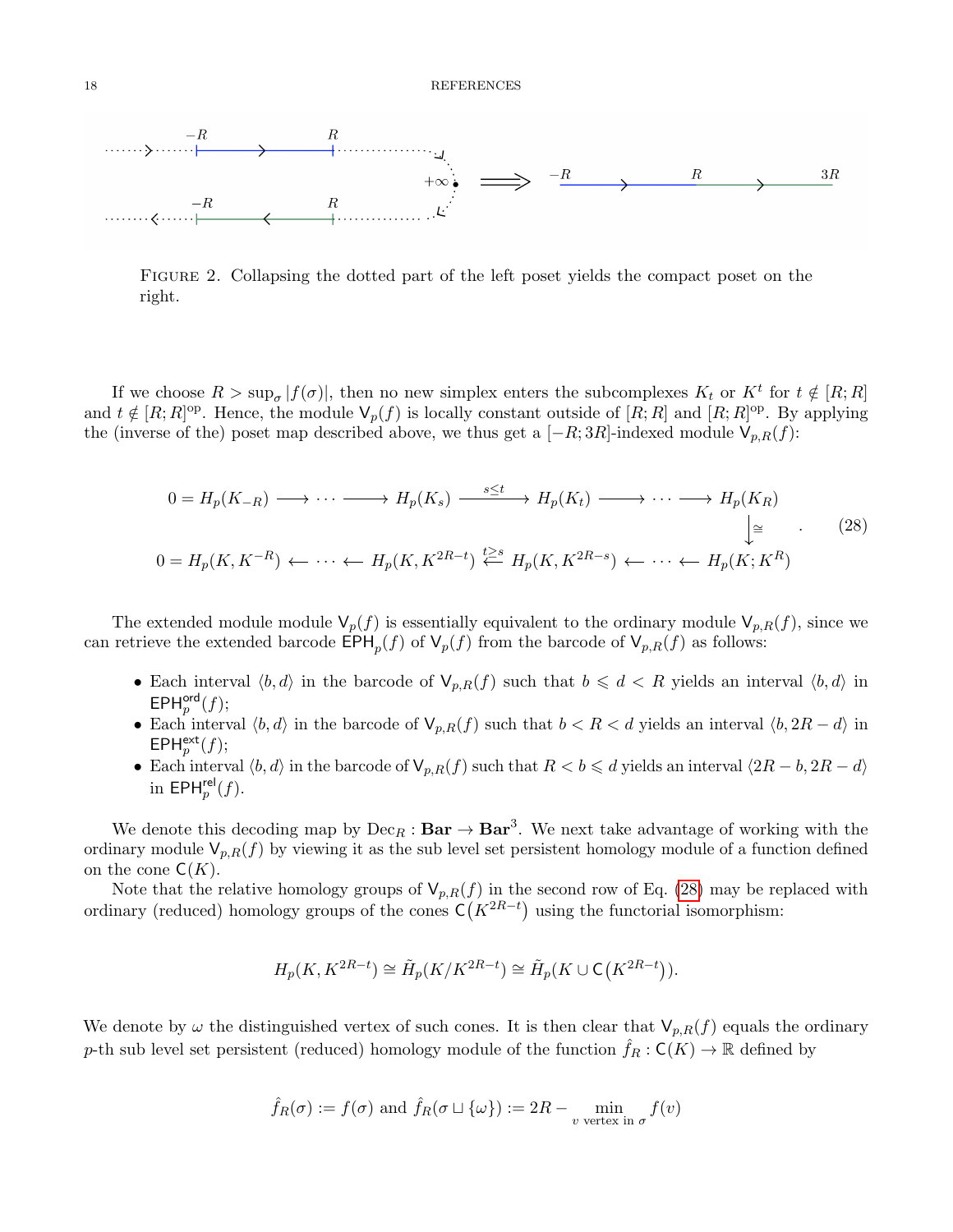FIGURE 2. Collapsing the dotted part of the left poset yields the compact poset on the right.

If we choose $R > \sup_\sigma |f(\sigma)|$, then no new simplex enters the subcomplexes $K_t$ or $K^t$ for $t \notin [R;R]$ and $t \notin [R;R]^{\mathrm{op}}$. Hence, the module $\mathsf{V}_p(f)$ is locally constant outside of $[R;R]$ and $[R;R]^{\mathrm{op}}$. By applying the (inverse of the) poset map described above, we thus get a $[-R;3R]$-indexed module $\mathsf{V}_{p,R}(f)$:

$$
\begin{array}{ccccccccc}
0 = H_p(K_{-R}) & \longrightarrow & \cdots & \longrightarrow & H_p(K_s) & \xrightarrow{s\leq t} & H_p(K_t) & \longrightarrow \cdots \longrightarrow & H_p(K_R) \\
 & & & & & & & & \downarrow\cong \\
0 = H_p(K, K^{-R}) & \longleftarrow & \cdots & \longleftarrow & H_p(K, K^{2R-t}) & \xleftarrow{t\geq s} & H_p(K, K^{2R-s}) & \longleftarrow \cdots \longleftarrow & H_p(K; K^R)
\end{array}
\quad . \tag{28}
$$

The extended module module $\mathsf{V}_p(f)$ is essentially equivalent to the ordinary module $\mathsf{V}_{p,R}(f)$, since we can retrieve the extended barcode $\mathsf{EPH}_p(f)$ of $\mathsf{V}_p(f)$ from the barcode of $\mathsf{V}_{p,R}(f)$ as follows:

- Each interval $\langle b, d\rangle$ in the barcode of $\mathsf{V}_{p,R}(f)$ such that $b \leqslant d < R$ yields an interval $\langle b, d\rangle$ in $\mathsf{EPH}_p^{\mathsf{ord}}(f)$;
- Each interval $\langle b, d\rangle$ in the barcode of $\mathsf{V}_{p,R}(f)$ such that $b < R < d$ yields an interval $\langle b, 2R-d\rangle$ in $\mathsf{EPH}_p^{\mathsf{ext}}(f)$;
- Each interval $\langle b, d\rangle$ in the barcode of $\mathsf{V}_{p,R}(f)$ such that $R < b \leqslant d$ yields an interval $\langle 2R-b, 2R-d\rangle$ in $\mathsf{EPH}_p^{\mathsf{rel}}(f)$.

We denote this decoding map by $\mathrm{Dec}_R : \mathbf{Bar} \to \mathbf{Bar}^3$. We next take advantage of working with the ordinary module $\mathsf{V}_{p,R}(f)$ by viewing it as the sub level set persistent homology module of a function defined on the cone $\mathsf{C}(K)$.

Note that the relative homology groups of $\mathsf{V}_{p,R}(f)$ in the second row of Eq. (28) may be replaced with ordinary (reduced) homology groups of the cones $\mathsf{C}(K^{2R-t})$ using the functorial isomorphism:

$$
H_p(K, K^{2R-t}) \cong \tilde{H}_p(K/K^{2R-t}) \cong \tilde{H}_p(K \cup \mathsf{C}(K^{2R-t})).
$$

We denote by $\omega$ the distinguished vertex of such cones. It is then clear that $\mathsf{V}_{p,R}(f)$ equals the ordinary $p$-th sub level set persistent (reduced) homology module of the function $\hat{f}_R : \mathsf{C}(K) \to \mathbb{R}$ defined by

$$
\hat{f}_R(\sigma) := f(\sigma) \text{ and } \hat{f}_R(\sigma \sqcup \{\omega\}) := 2R - \min_{v \text{ vertex in } \sigma} f(v)
$$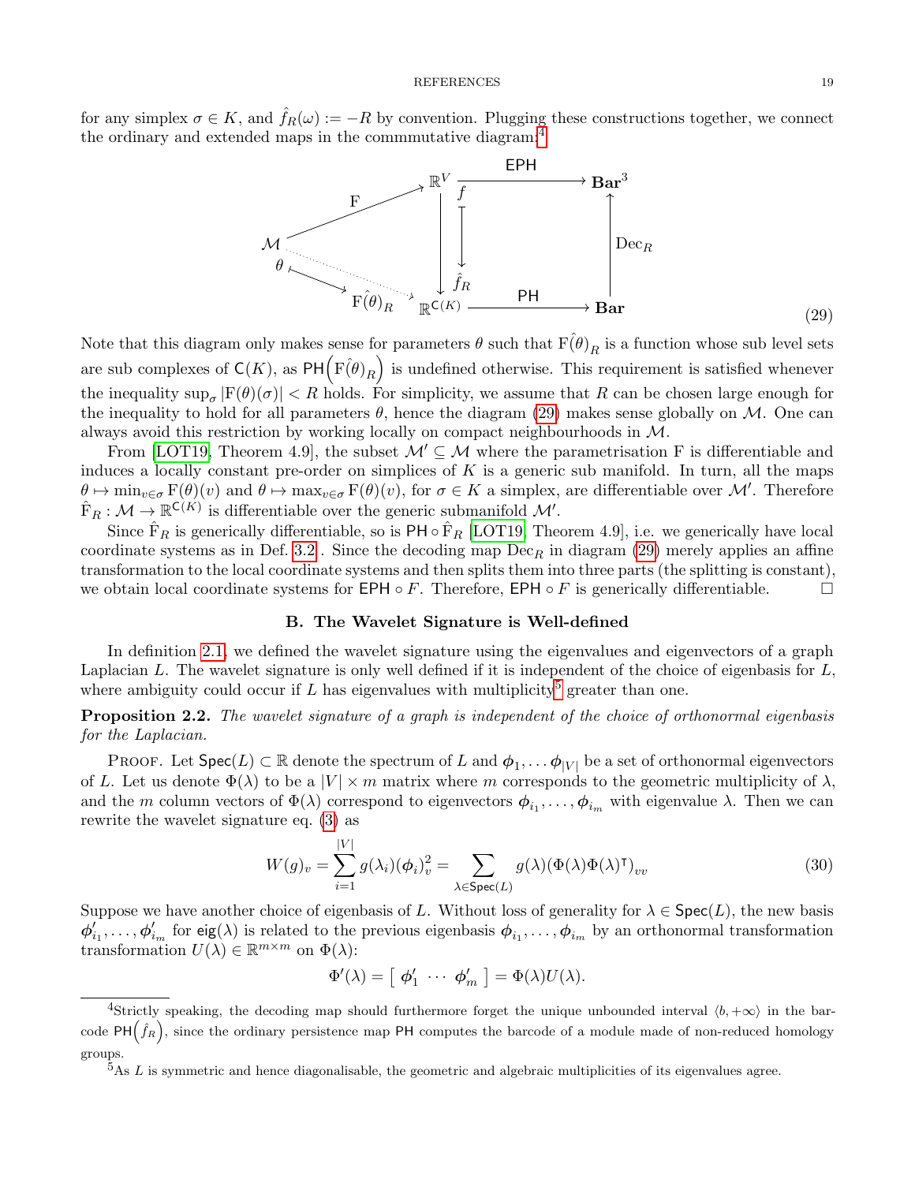for any simplex $\sigma \in K$, and $\hat{f}_R(\omega) := -R$ by convention. Plugging these constructions together, we connect the ordinary and extended maps in the commmutative diagram:[4]

$$
\begin{array}{ccccc}
 & & \mathbb{R}^V \ni f & \xrightarrow{\mathsf{EPH}} & \mathbf{Bar}^3 \\
 & \overset{\mathrm{F}}{\nearrow} & \downarrow \quad \downarrow & & \uparrow \mathrm{Dec}_R \\
\mathcal{M} \ni \theta & \longmapsto & \hat{\mathrm{F}}(\theta)_R \in \mathbb{R}^{\mathsf{C}(K)} \ni \hat{f}_R & \xrightarrow{\mathsf{PH}} & \mathbf{Bar}
\end{array} \tag{29}
$$

Note that this diagram only makes sense for parameters $\theta$ such that $\hat{\mathrm{F}(\theta)}_R$ is a function whose sub level sets are sub complexes of $\mathsf{C}(K)$, as $\mathsf{PH}\Big(\hat{\mathrm{F}(\theta)}_R\Big)$ is undefined otherwise. This requirement is satisfied whenever the inequality $\sup_\sigma |\mathrm{F}(\theta)(\sigma)| < R$ holds. For simplicity, we assume that $R$ can be chosen large enough for the inequality to hold for all parameters $\theta$, hence the diagram (29) makes sense globally on $\mathcal{M}$. One can always avoid this restriction by working locally on compact neighbourhoods in $\mathcal{M}$.

From [LOT19, Theorem 4.9], the subset $\mathcal{M}' \subseteq \mathcal{M}$ where the parametrisation F is differentiable and induces a locally constant pre-order on simplices of $K$ is a generic sub manifold. In turn, all the maps $\theta \mapsto \min_{v\in\sigma} \mathrm{F}(\theta)(v)$ and $\theta \mapsto \max_{v\in\sigma} \mathrm{F}(\theta)(v)$, for $\sigma \in K$ a simplex, are differentiable over $\mathcal{M}'$. Therefore $\hat{\mathrm{F}}_R : \mathcal{M} \to \mathbb{R}^{\mathsf{C}(K)}$ is differentiable over the generic submanifold $\mathcal{M}'$.

Since $\hat{\mathrm{F}}_R$ is generically differentiable, so is $\mathsf{PH} \circ \hat{\mathrm{F}}_R$ [LOT19, Theorem 4.9], i.e. we generically have local coordinate systems as in Def. 3.2 . Since the decoding map $\mathrm{Dec}_R$ in diagram (29) merely applies an affine transformation to the local coordinate systems and then splits them into three parts (the splitting is constant), we obtain local coordinate systems for $\mathsf{EPH} \circ F$. Therefore, $\mathsf{EPH} \circ F$ is generically differentiable. □

## B. The Wavelet Signature is Well-defined

In definition 2.1, we defined the wavelet signature using the eigenvalues and eigenvectors of a graph Laplacian $L$. The wavelet signature is only well defined if it is independent of the choice of eigenbasis for $L$, where ambiguity could occur if $L$ has eigenvalues with multiplicity[5] greater than one.

**Proposition 2.2.** *The wavelet signature of a graph is independent of the choice of orthonormal eigenbasis for the Laplacian.*

Proof. Let $\mathsf{Spec}(L) \subset \mathbb{R}$ denote the spectrum of $L$ and $\boldsymbol{\phi}_1, \ldots \boldsymbol{\phi}_{|V|}$ be a set of orthonormal eigenvectors of $L$. Let us denote $\Phi(\lambda)$ to be a $|V| \times m$ matrix where $m$ corresponds to the geometric multiplicity of $\lambda$, and the $m$ column vectors of $\Phi(\lambda)$ correspond to eigenvectors $\boldsymbol{\phi}_{i_1}, \ldots, \boldsymbol{\phi}_{i_m}$ with eigenvalue $\lambda$. Then we can rewrite the wavelet signature eq. (3) as

$$
W(g)_v = \sum_{i=1}^{|V|} g(\lambda_i)(\boldsymbol{\phi}_i)_v^2 = \sum_{\lambda \in \mathsf{Spec}(L)} g(\lambda)(\Phi(\lambda)\Phi(\lambda)^{\intercal})_{vv} \tag{30}
$$

Suppose we have another choice of eigenbasis of $L$. Without loss of generality for $\lambda \in \mathsf{Spec}(L)$, the new basis $\boldsymbol{\phi}'_{i_1}, \ldots, \boldsymbol{\phi}'_{i_m}$ for $\mathsf{eig}(\lambda)$ is related to the previous eigenbasis $\boldsymbol{\phi}_{i_1}, \ldots, \boldsymbol{\phi}_{i_m}$ by an orthonormal transformation transformation $U(\lambda) \in \mathbb{R}^{m\times m}$ on $\Phi(\lambda)$:

$$
\Phi'(\lambda) = \begin{bmatrix} \boldsymbol{\phi}'_1 & \cdots & \boldsymbol{\phi}'_m \end{bmatrix} = \Phi(\lambda)U(\lambda).
$$

---

[4] Strictly speaking, the decoding map should furthermore forget the unique unbounded interval $\langle b, +\infty\rangle$ in the barcode $\mathsf{PH}\Big(\hat{f}_R\Big)$, since the ordinary persistence map $\mathsf{PH}$ computes the barcode of a module made of non-reduced homology groups.

[5] As $L$ is symmetric and hence diagonalisable, the geometric and algebraic multiplicities of its eigenvalues agree.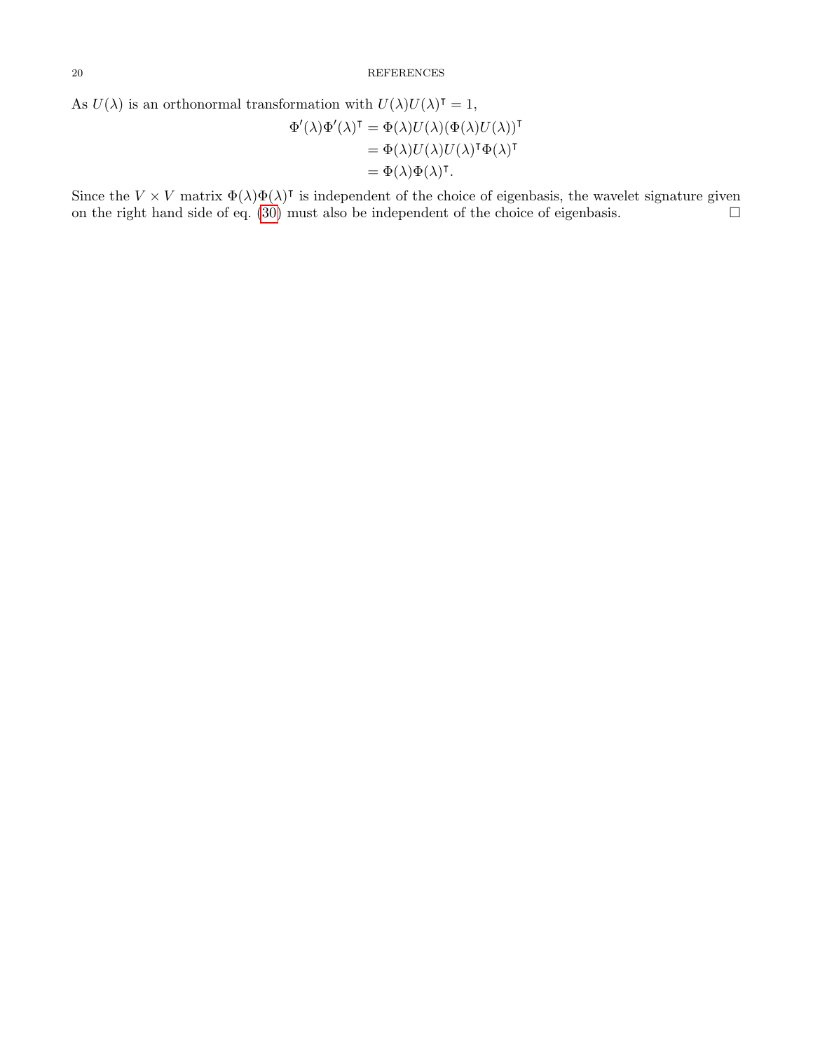As $U(\lambda)$ is an orthonormal transformation with $U(\lambda)U(\lambda)^\intercal = 1$,

$$
\begin{aligned}
\Phi'(\lambda)\Phi'(\lambda)^\intercal &= \Phi(\lambda)U(\lambda)(\Phi(\lambda)U(\lambda))^\intercal \\
&= \Phi(\lambda)U(\lambda)U(\lambda)^\intercal\Phi(\lambda)^\intercal \\
&= \Phi(\lambda)\Phi(\lambda)^\intercal.
\end{aligned}
$$

Since the $V \times V$ matrix $\Phi(\lambda)\Phi(\lambda)^\intercal$ is independent of the choice of eigenbasis, the wavelet signature given on the right hand side of eq. (30) must also be independent of the choice of eigenbasis. □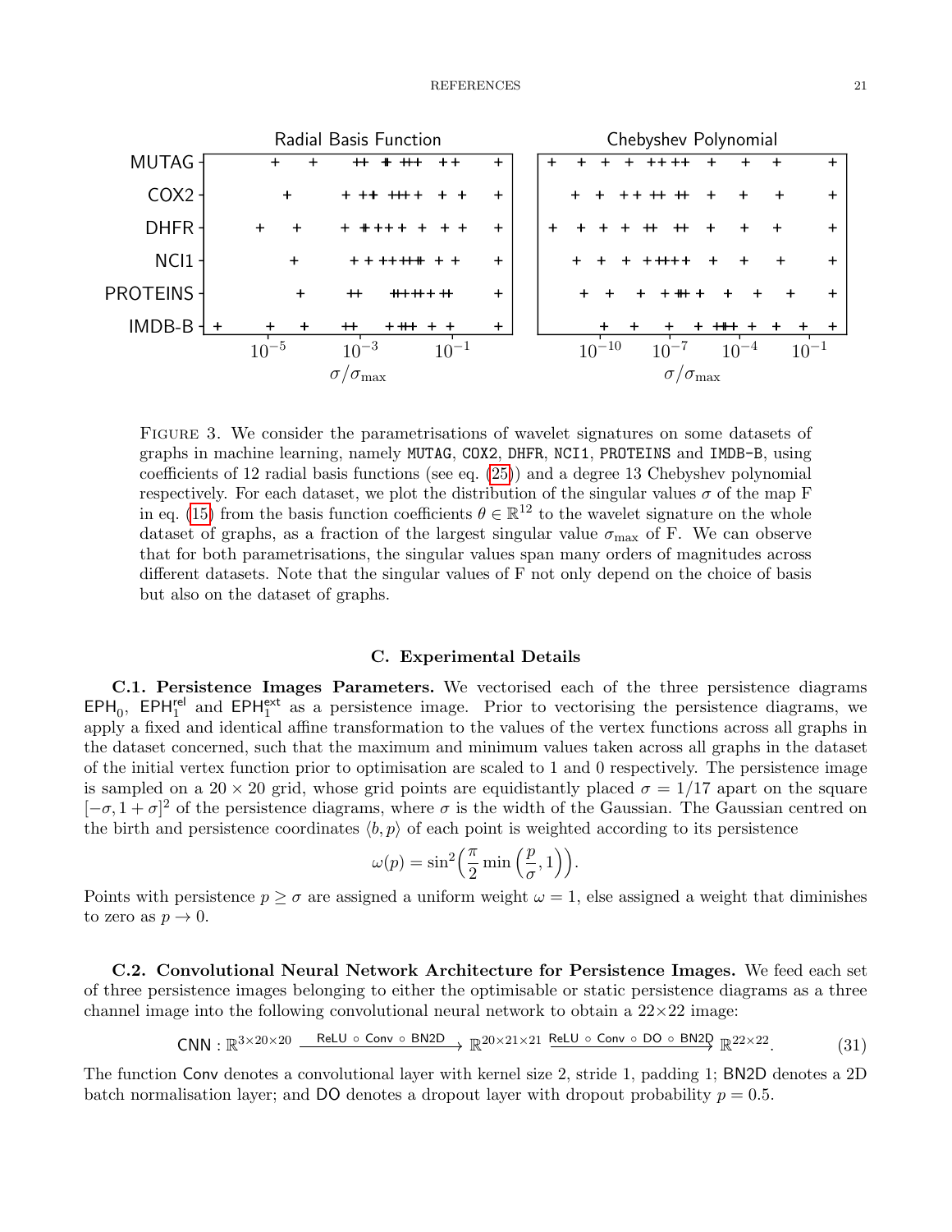Figure 3. We consider the parametrisations of wavelet signatures on some datasets of graphs in machine learning, namely `MUTAG`, `COX2`, `DHFR`, `NCI1`, `PROTEINS` and `IMDB-B`, using coefficients of 12 radial basis functions (see eq. (25)) and a degree 13 Chebyshev polynomial respectively. For each dataset, we plot the distribution of the singular values $\sigma$ of the map F in eq. (15) from the basis function coefficients $\theta \in \mathbb{R}^{12}$ to the wavelet signature on the whole dataset of graphs, as a fraction of the largest singular value $\sigma_{\max}$ of F. We can observe that for both parametrisations, the singular values span many orders of magnitudes across different datasets. Note that the singular values of F not only depend on the choice of basis but also on the dataset of graphs.

## C. Experimental Details

**C.1. Persistence Images Parameters.** We vectorised each of the three persistence diagrams $\mathsf{EPH}_0$, $\mathsf{EPH}_1^{\mathsf{rel}}$ and $\mathsf{EPH}_1^{\mathsf{ext}}$ as a persistence image. Prior to vectorising the persistence diagrams, we apply a fixed and identical affine transformation to the values of the vertex functions across all graphs in the dataset concerned, such that the maximum and minimum values taken across all graphs in the dataset of the initial vertex function prior to optimisation are scaled to 1 and 0 respectively. The persistence image is sampled on a $20 \times 20$ grid, whose grid points are equidistantly placed $\sigma = 1/17$ apart on the square $[-\sigma, 1+\sigma]^2$ of the persistence diagrams, where $\sigma$ is the width of the Gaussian. The Gaussian centred on the birth and persistence coordinates $\langle b, p \rangle$ of each point is weighted according to its persistence

$$\omega(p) = \sin^2\Big(\frac{\pi}{2} \min\Big(\frac{p}{\sigma}, 1\Big)\Big).$$

Points with persistence $p \geq \sigma$ are assigned a uniform weight $\omega = 1$, else assigned a weight that diminishes to zero as $p \to 0$.

**C.2. Convolutional Neural Network Architecture for Persistence Images.** We feed each set of three persistence images belonging to either the optimisable or static persistence diagrams as a three channel image into the following convolutional neural network to obtain a $22 \times 22$ image:

$$\mathsf{CNN} : \mathbb{R}^{3\times 20\times 20} \xrightarrow{\mathsf{ReLU} \circ \mathsf{Conv} \circ \mathsf{BN2D}} \mathbb{R}^{20\times 21\times 21} \xrightarrow{\mathsf{ReLU} \circ \mathsf{Conv} \circ \mathsf{DO} \circ \mathsf{BN2D}} \mathbb{R}^{22\times 22}. \tag{31}$$

The function $\mathsf{Conv}$ denotes a convolutional layer with kernel size 2, stride 1, padding 1; $\mathsf{BN2D}$ denotes a 2D batch normalisation layer; and $\mathsf{DO}$ denotes a dropout layer with dropout probability $p = 0.5$.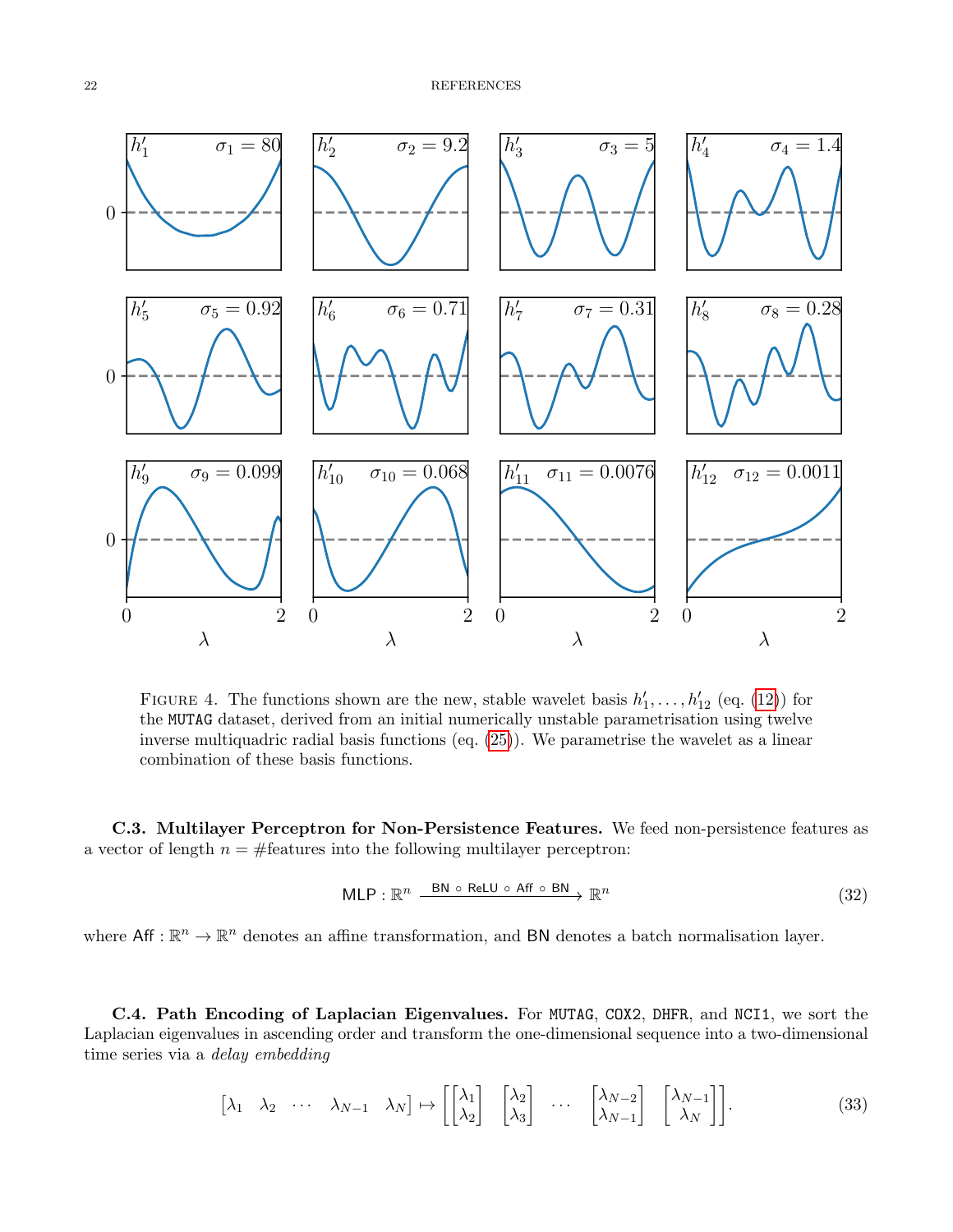FIGURE 4. The functions shown are the new, stable wavelet basis $h'_1, \ldots, h'_{12}$ (eq. (12)) for the MUTAG dataset, derived from an initial numerically unstable parametrisation using twelve inverse multiquadric radial basis functions (eq. (25)). We parametrise the wavelet as a linear combination of these basis functions.

**C.3. Multilayer Perceptron for Non-Persistence Features.** We feed non-persistence features as a vector of length $n = \#\text{features}$ into the following multilayer perceptron:

$$\mathsf{MLP} : \mathbb{R}^n \xrightarrow{\mathsf{BN} \circ \mathsf{ReLU} \circ \mathsf{Aff} \circ \mathsf{BN}} \mathbb{R}^n \tag{32}$$

where $\mathsf{Aff} : \mathbb{R}^n \to \mathbb{R}^n$ denotes an affine transformation, and $\mathsf{BN}$ denotes a batch normalisation layer.

**C.4. Path Encoding of Laplacian Eigenvalues.** For MUTAG, COX2, DHFR, and NCI1, we sort the Laplacian eigenvalues in ascending order and transform the one-dimensional sequence into a two-dimensional time series via a *delay embedding*

$$\begin{bmatrix} \lambda_1 & \lambda_2 & \cdots & \lambda_{N-1} & \lambda_N \end{bmatrix} \mapsto \begin{bmatrix} \begin{bmatrix} \lambda_1 \\ \lambda_2 \end{bmatrix} & \begin{bmatrix} \lambda_2 \\ \lambda_3 \end{bmatrix} & \cdots & \begin{bmatrix} \lambda_{N-2} \\ \lambda_{N-1} \end{bmatrix} & \begin{bmatrix} \lambda_{N-1} \\ \lambda_N \end{bmatrix} \end{bmatrix}. \tag{33}$$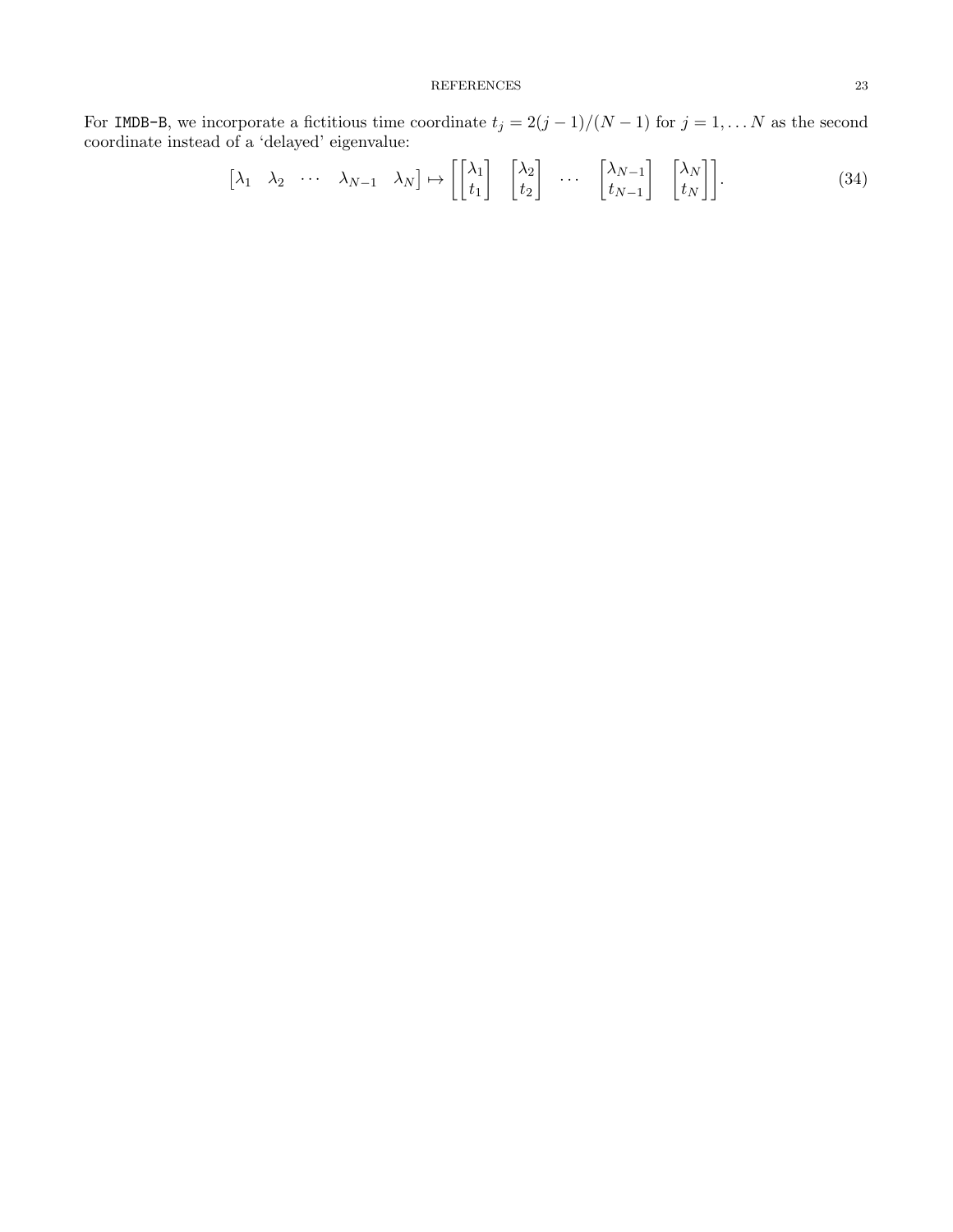For `IMDB-B`, we incorporate a fictitious time coordinate $t_j = 2(j-1)/(N-1)$ for $j = 1, \ldots N$ as the second coordinate instead of a 'delayed' eigenvalue:

$$
\begin{bmatrix} \lambda_1 & \lambda_2 & \cdots & \lambda_{N-1} & \lambda_N \end{bmatrix} \mapsto \begin{bmatrix} \begin{bmatrix} \lambda_1 \\ t_1 \end{bmatrix} & \begin{bmatrix} \lambda_2 \\ t_2 \end{bmatrix} & \cdots & \begin{bmatrix} \lambda_{N-1} \\ t_{N-1} \end{bmatrix} & \begin{bmatrix} \lambda_N \\ t_N \end{bmatrix} \end{bmatrix}. \tag{34}
$$